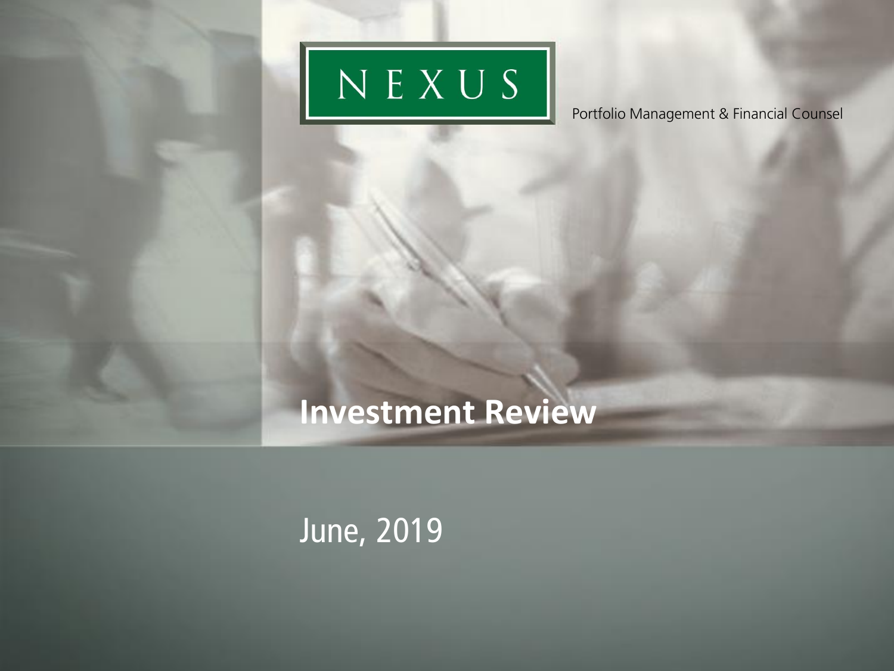NEXUS

Portfolio Management & Financial Counsel

# Investment Review

June, 2019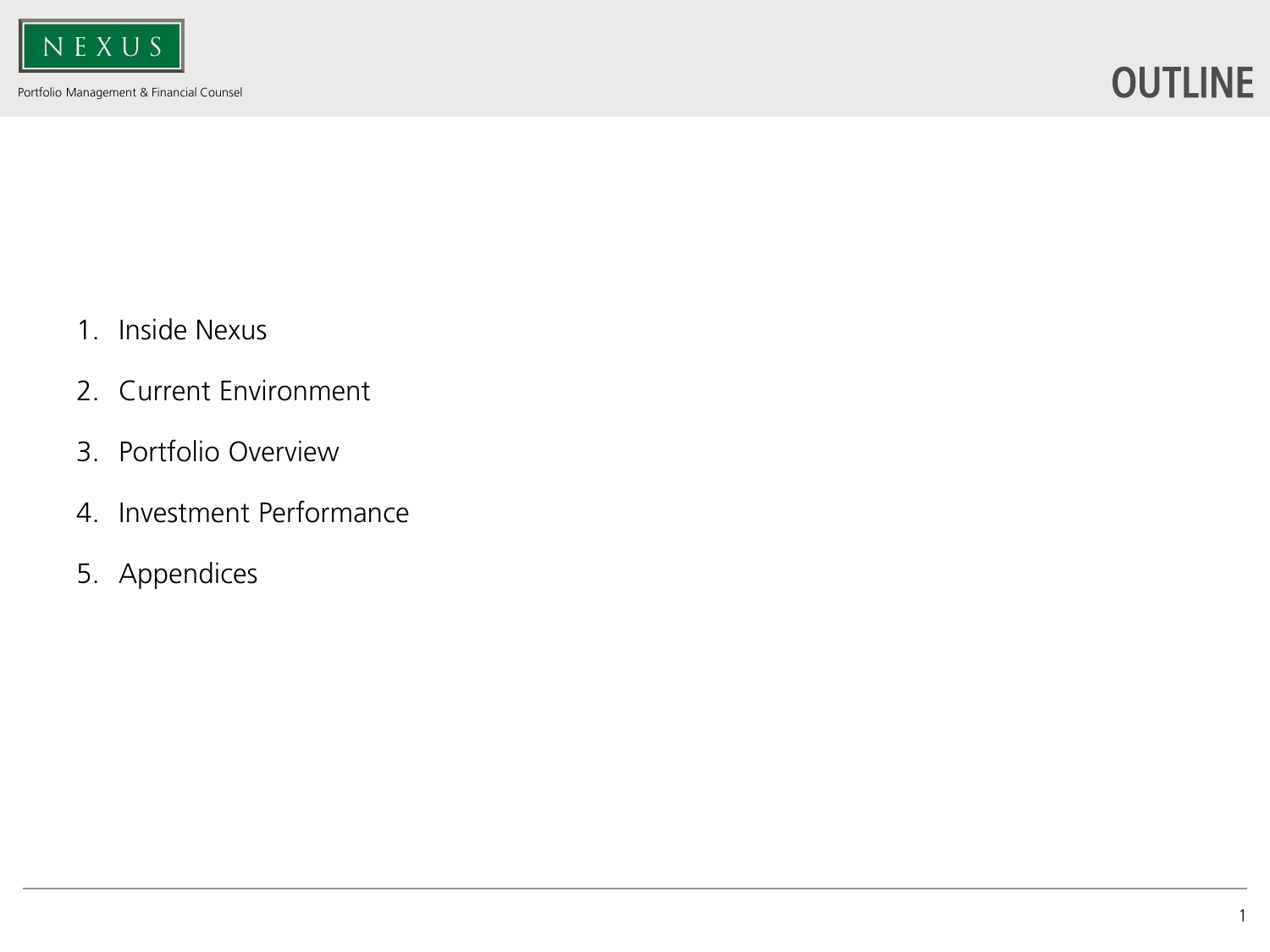# OUTLINE

1. Inside Nexus
2. Current Environment
3. Portfolio Overview
4. Investment Performance
5. Appendices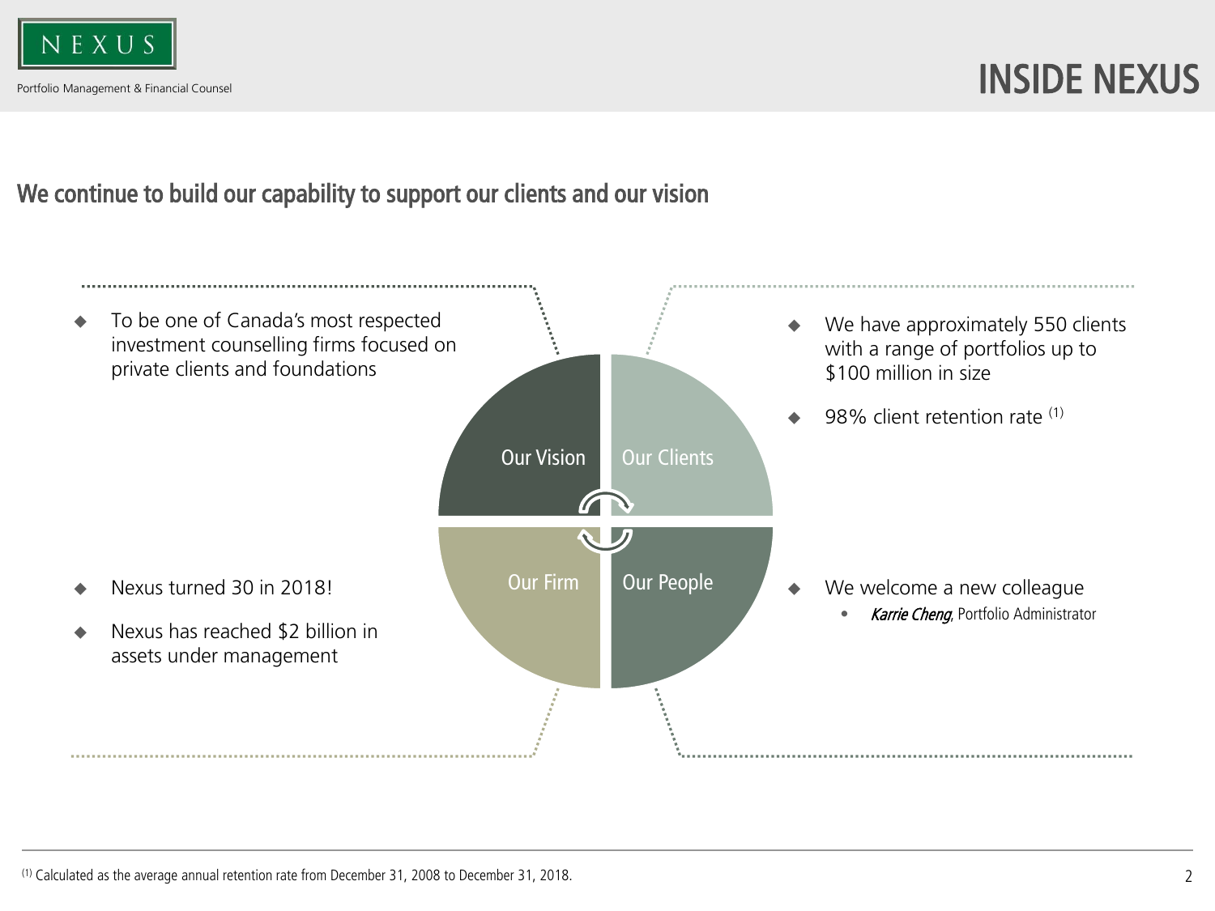# INSIDE NEXUS

## We continue to build our capability to support our clients and our vision

### Our Vision

- To be one of Canada's most respected investment counselling firms focused on private clients and foundations

### Our Clients

- We have approximately 550 clients with a range of portfolios up to $100 million in size
- 98% client retention rate [1]

### Our Firm

- Nexus turned 30 in 2018!
- Nexus has reached $2 billion in assets under management

### Our People

- We welcome a new colleague
  - *Karrie Cheng*, Portfolio Administrator

[1] Calculated as the average annual retention rate from December 31, 2008 to December 31, 2018.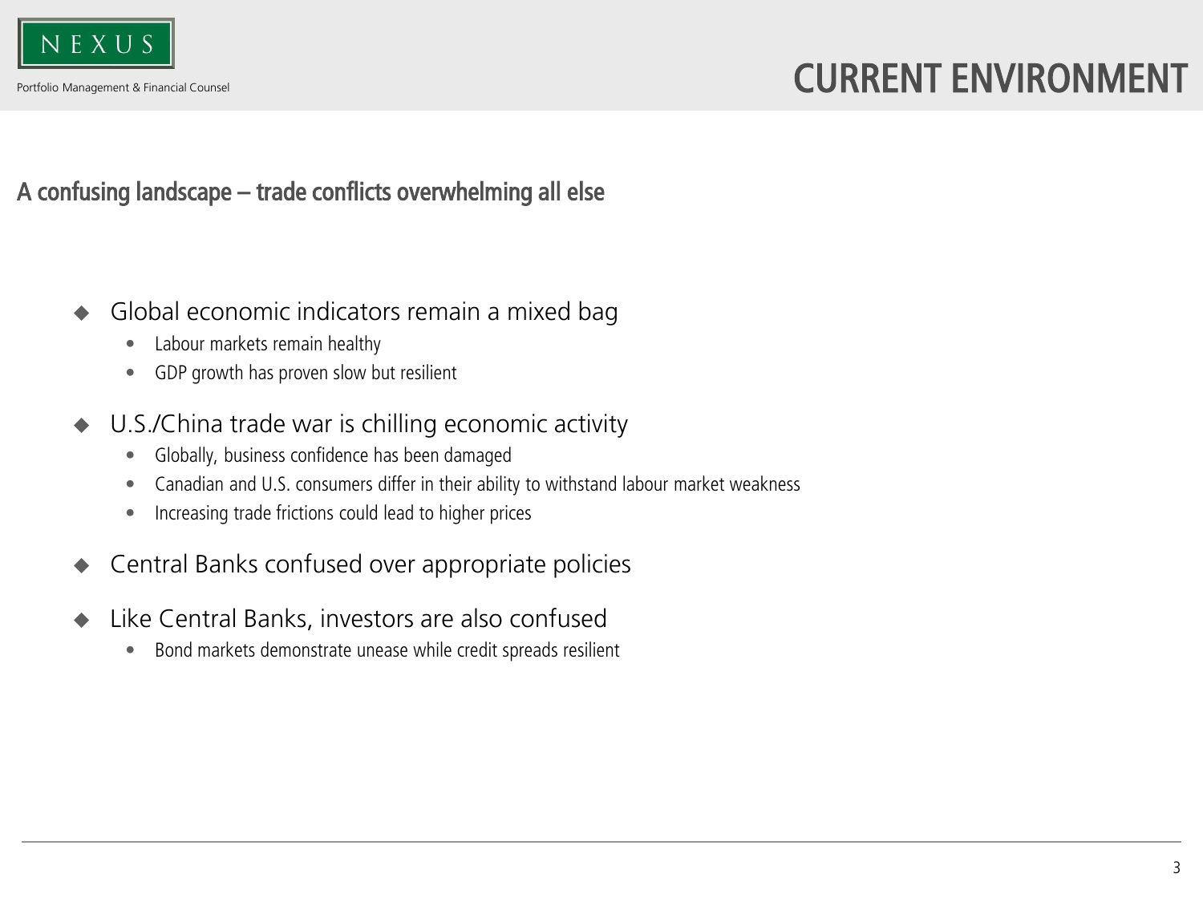# CURRENT ENVIRONMENT

## A confusing landscape – trade conflicts overwhelming all else

- Global economic indicators remain a mixed bag
  - Labour markets remain healthy
  - GDP growth has proven slow but resilient
- U.S./China trade war is chilling economic activity
  - Globally, business confidence has been damaged
  - Canadian and U.S. consumers differ in their ability to withstand labour market weakness
  - Increasing trade frictions could lead to higher prices
- Central Banks confused over appropriate policies
- Like Central Banks, investors are also confused
  - Bond markets demonstrate unease while credit spreads resilient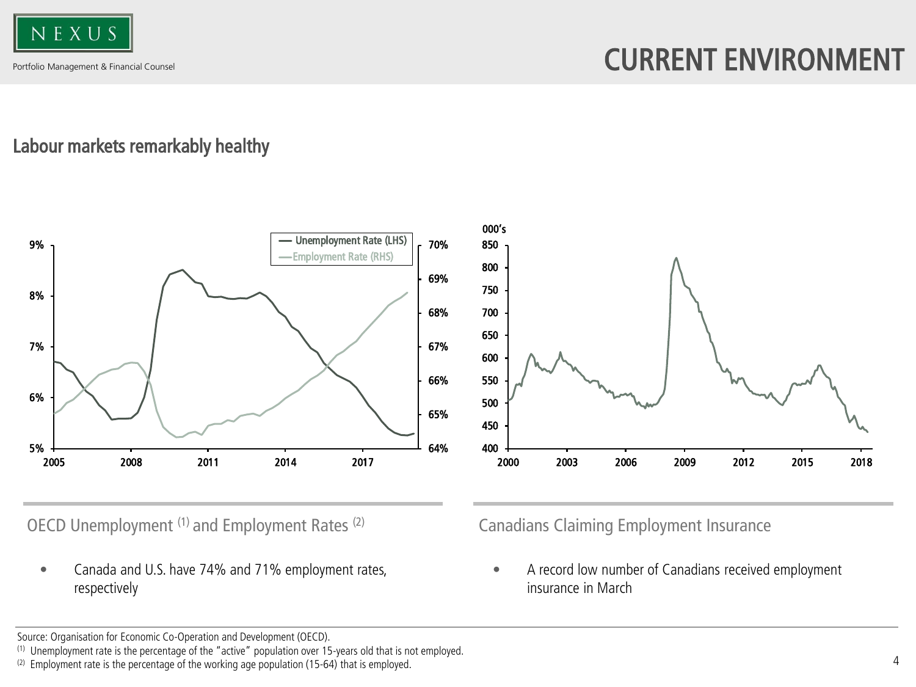# CURRENT ENVIRONMENT

## Labour markets remarkably healthy

OECD Unemployment [1] and Employment Rates [2]

- Canada and U.S. have 74% and 71% employment rates, respectively

Canadians Claiming Employment Insurance

- A record low number of Canadians received employment insurance in March

Source: Organisation for Economic Co-Operation and Development (OECD).

[1] Unemployment rate is the percentage of the "active" population over 15-years old that is not employed.

[2] Employment rate is the percentage of the working age population (15-64) that is employed.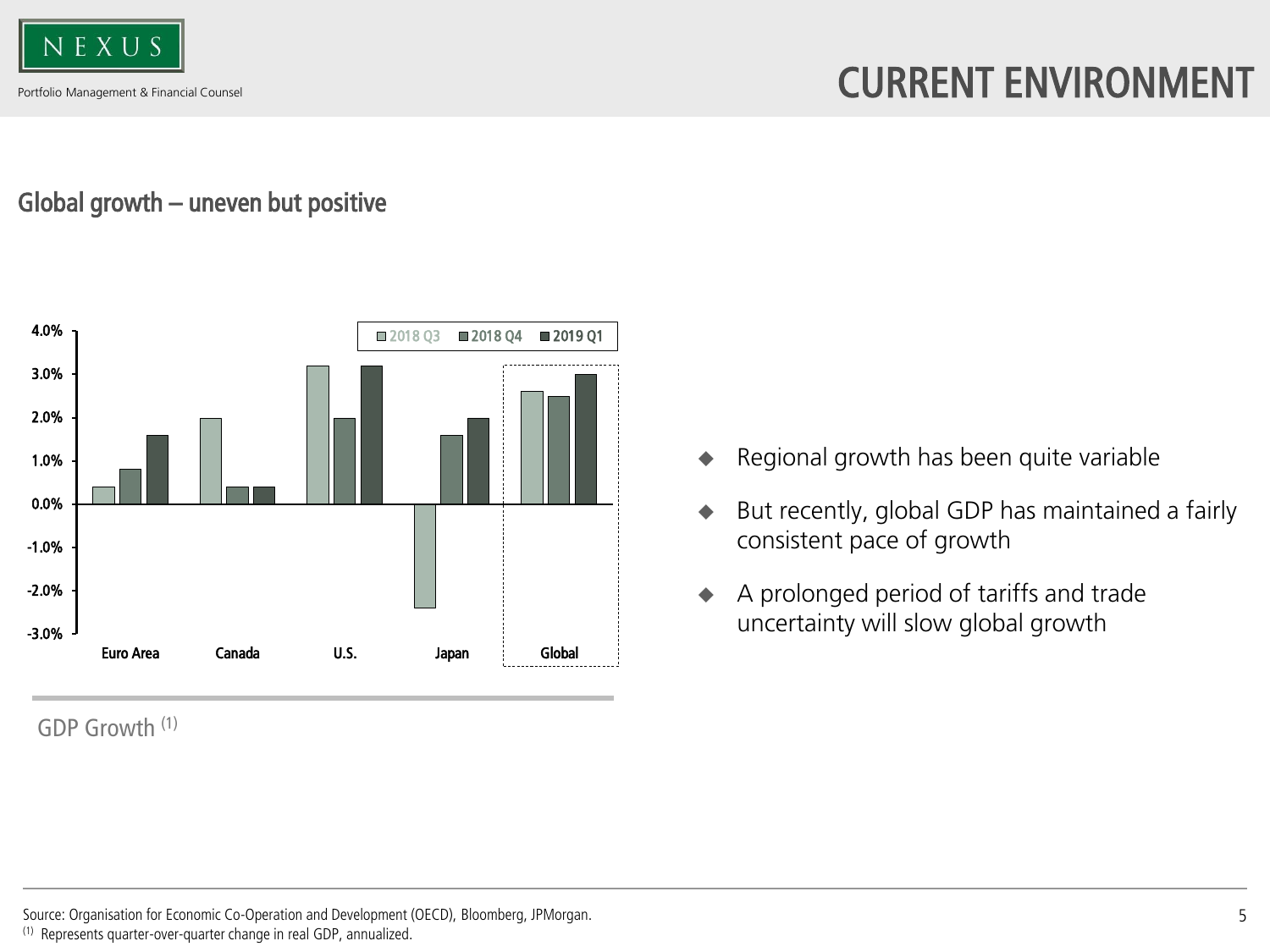# CURRENT ENVIRONMENT

## Global growth – uneven but positive

GDP Growth [1]

- Regional growth has been quite variable
- But recently, global GDP has maintained a fairly consistent pace of growth
- A prolonged period of tariffs and trade uncertainty will slow global growth

Source: Organisation for Economic Co-Operation and Development (OECD), Bloomberg, JPMorgan.
[1] Represents quarter-over-quarter change in real GDP, annualized.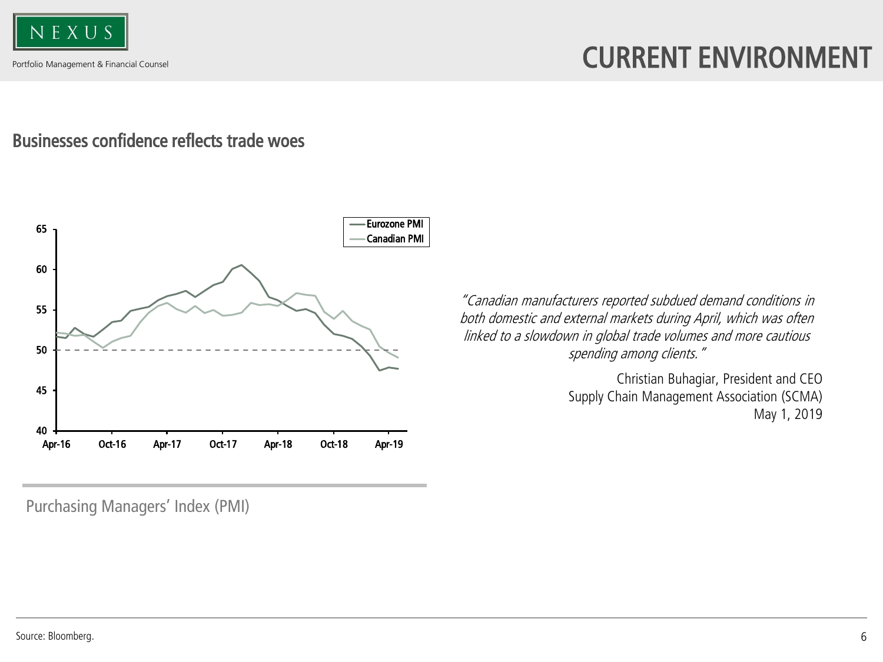# CURRENT ENVIRONMENT

## Businesses confidence reflects trade woes

Purchasing Managers' Index (PMI)

*"Canadian manufacturers reported subdued demand conditions in both domestic and external markets during April, which was often linked to a slowdown in global trade volumes and more cautious spending among clients."*

Christian Buhagiar, President and CEO
Supply Chain Management Association (SCMA)
May 1, 2019

Source: Bloomberg.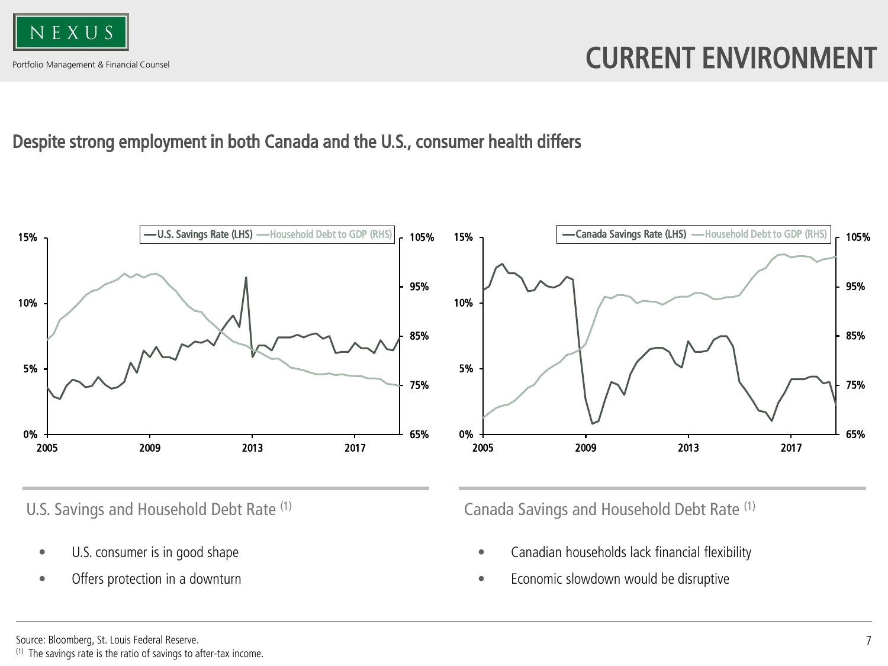# CURRENT ENVIRONMENT

## Despite strong employment in both Canada and the U.S., consumer health differs

### U.S. Savings and Household Debt Rate [1]

- U.S. consumer is in good shape
- Offers protection in a downturn

### Canada Savings and Household Debt Rate [1]

- Canadian households lack financial flexibility
- Economic slowdown would be disruptive

Source: Bloomberg, St. Louis Federal Reserve.

[1] The savings rate is the ratio of savings to after-tax income.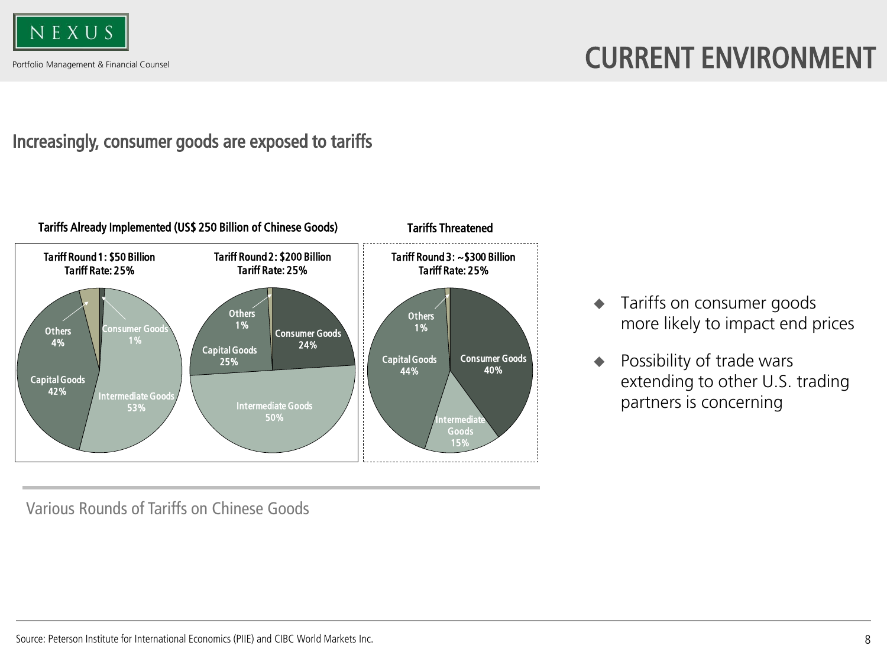# CURRENT ENVIRONMENT

## Increasingly, consumer goods are exposed to tariffs

**Tariffs Already Implemented (US$ 250 Billion of Chinese Goods)**

**Tariff Round 1: $50 Billion**
**Tariff Rate: 25%**

- Others 4%
- Consumer Goods 1%
- Capital Goods 42%
- Intermediate Goods 53%

**Tariff Round 2: $200 Billion**
**Tariff Rate: 25%**

- Others 1%
- Consumer Goods 24%
- Capital Goods 25%
- Intermediate Goods 50%

**Tariffs Threatened**

**Tariff Round 3: ~$300 Billion**
**Tariff Rate: 25%**

- Others 1%
- Capital Goods 44%
- Consumer Goods 40%
- Intermediate Goods 15%

Various Rounds of Tariffs on Chinese Goods

- Tariffs on consumer goods more likely to impact end prices
- Possibility of trade wars extending to other U.S. trading partners is concerning

Source: Peterson Institute for International Economics (PIIE) and CIBC World Markets Inc.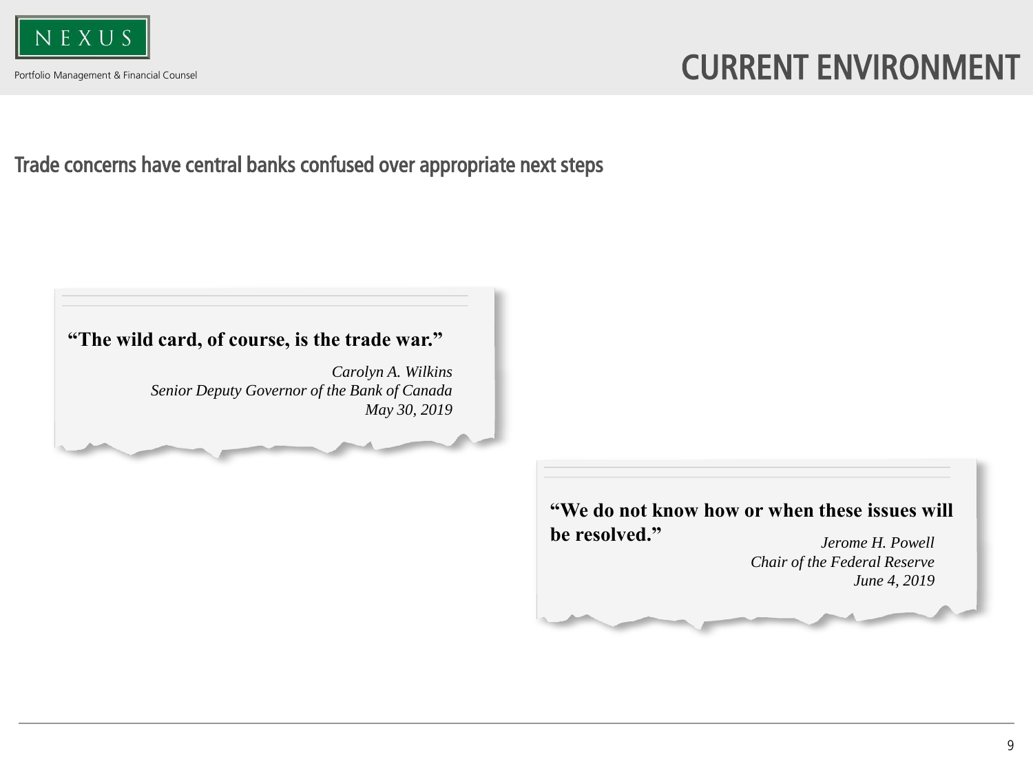# CURRENT ENVIRONMENT

## Trade concerns have central banks confused over appropriate next steps

> **"The wild card, of course, is the trade war."**
>
> *Carolyn A. Wilkins*
> *Senior Deputy Governor of the Bank of Canada*
> *May 30, 2019*

> **"We do not know how or when these issues will be resolved."**
>
> *Jerome H. Powell*
> *Chair of the Federal Reserve*
> *June 4, 2019*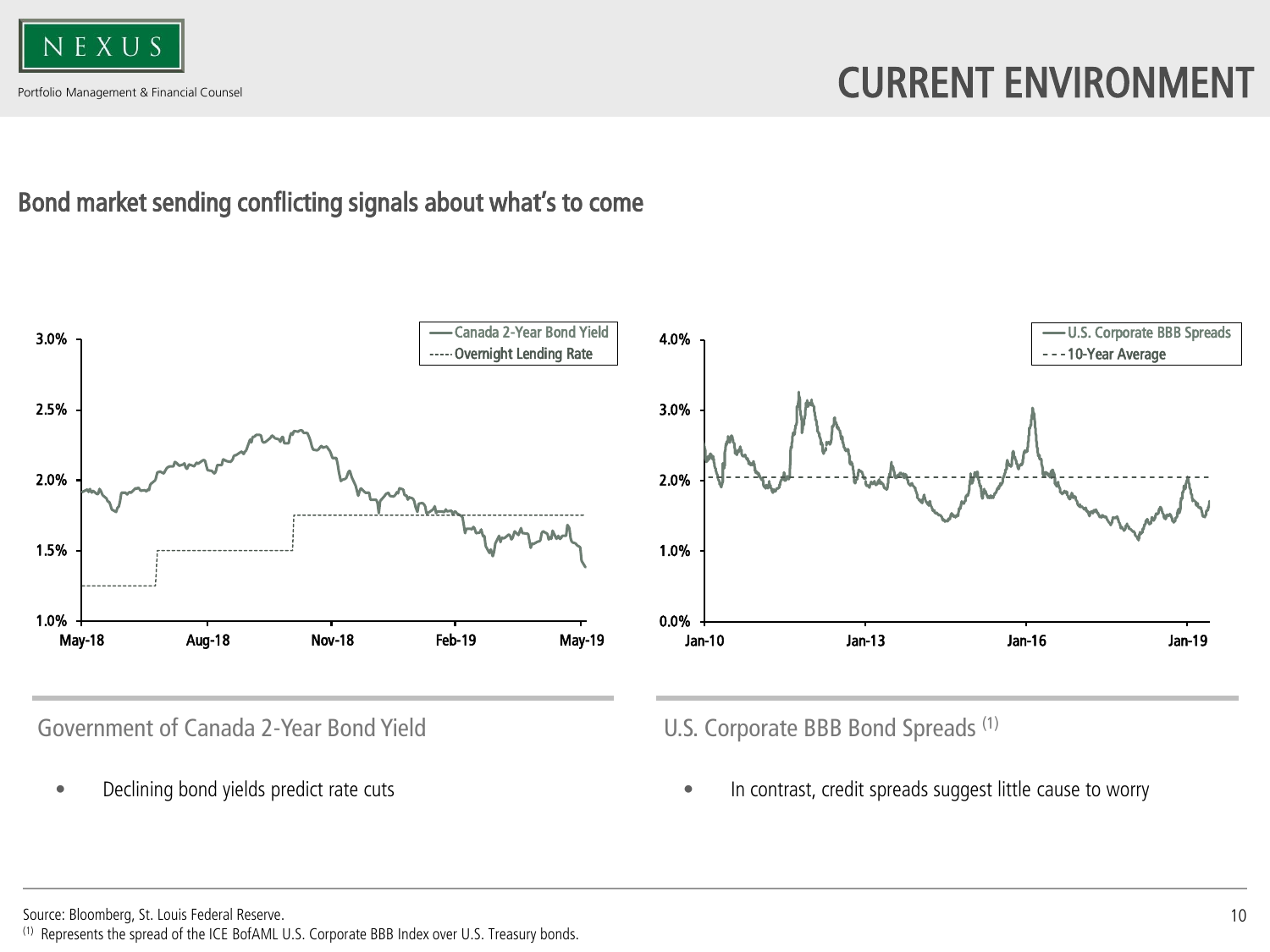# CURRENT ENVIRONMENT

## Bond market sending conflicting signals about what's to come

### Government of Canada 2-Year Bond Yield

- Declining bond yields predict rate cuts

### U.S. Corporate BBB Bond Spreads [1]

- In contrast, credit spreads suggest little cause to worry

Source: Bloomberg, St. Louis Federal Reserve.

[1] Represents the spread of the ICE BofAML U.S. Corporate BBB Index over U.S. Treasury bonds.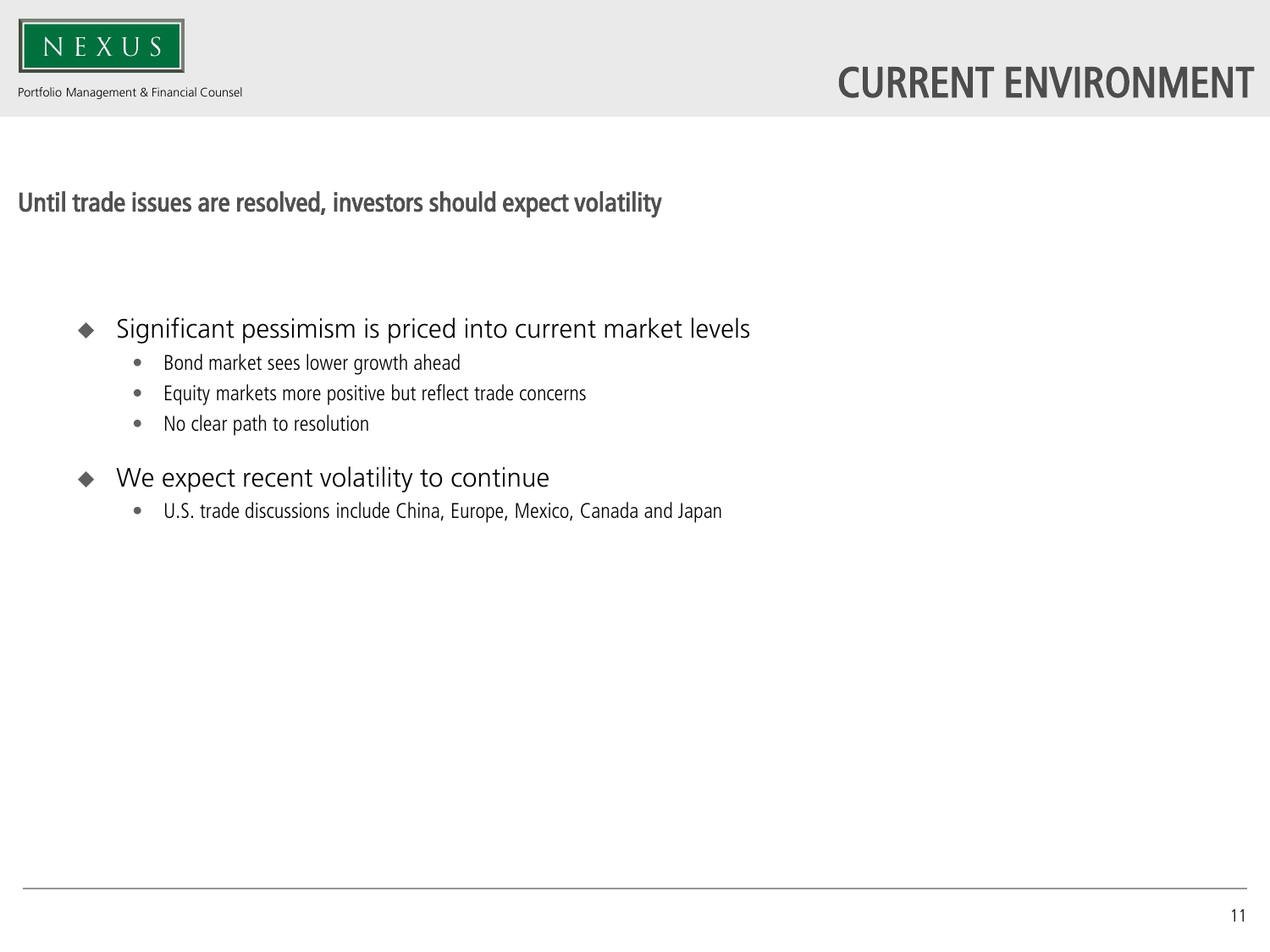# CURRENT ENVIRONMENT

## Until trade issues are resolved, investors should expect volatility

- Significant pessimism is priced into current market levels
  - Bond market sees lower growth ahead
  - Equity markets more positive but reflect trade concerns
  - No clear path to resolution
- We expect recent volatility to continue
  - U.S. trade discussions include China, Europe, Mexico, Canada and Japan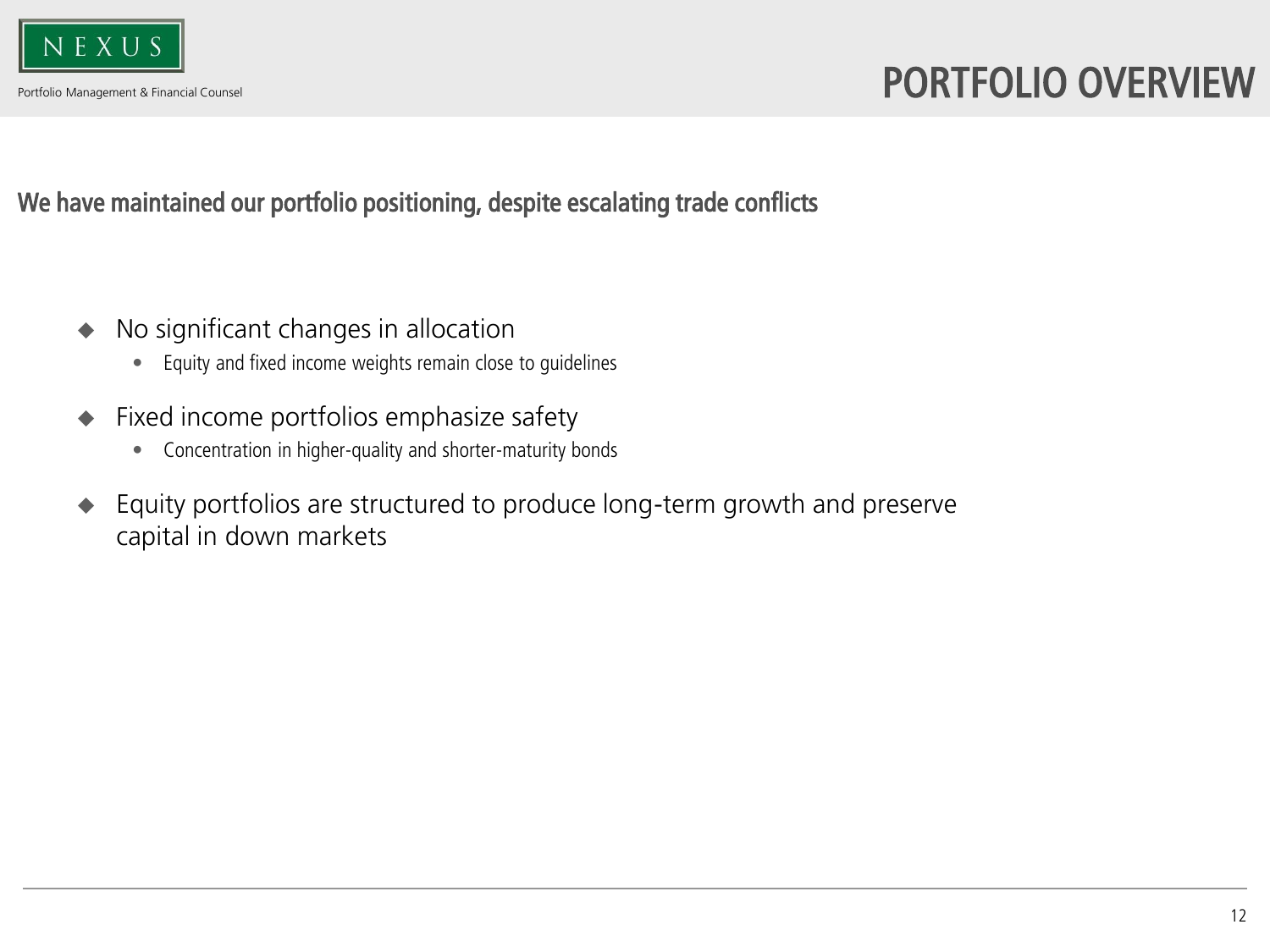# PORTFOLIO OVERVIEW

**We have maintained our portfolio positioning, despite escalating trade conflicts**

- No significant changes in allocation
  - Equity and fixed income weights remain close to guidelines
- Fixed income portfolios emphasize safety
  - Concentration in higher-quality and shorter-maturity bonds
- Equity portfolios are structured to produce long-term growth and preserve capital in down markets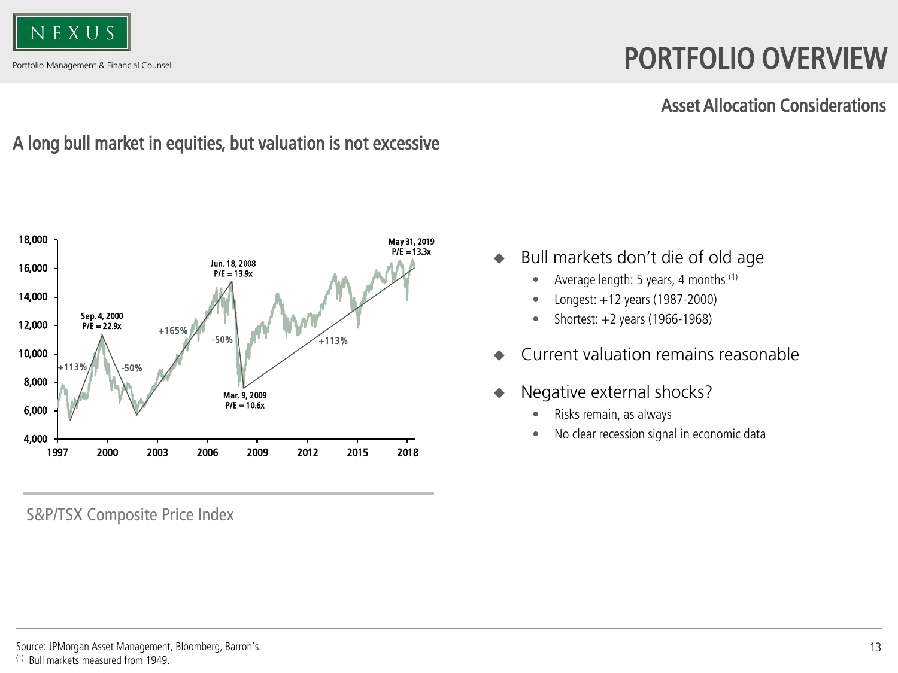## Asset Allocation Considerations

### A long bull market in equities, but valuation is not excessive

S&P/TSX Composite Price Index

- Bull markets don't die of old age
  - Average length: 5 years, 4 months [1]
  - Longest: +12 years (1987-2000)
  - Shortest: +2 years (1966-1968)
- Current valuation remains reasonable
- Negative external shocks?
  - Risks remain, as always
  - No clear recession signal in economic data

Source: JPMorgan Asset Management, Bloomberg, Barron's.
[1] Bull markets measured from 1949.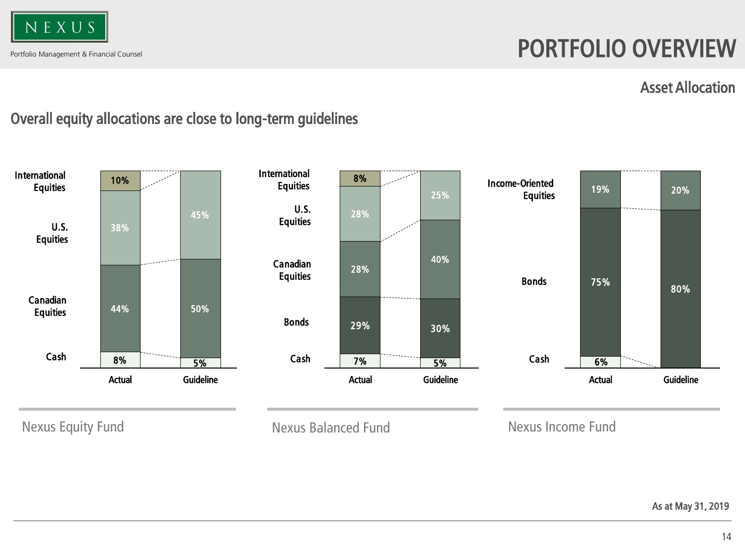# PORTFOLIO OVERVIEW

## Asset Allocation

### Overall equity allocations are close to long-term guidelines

**Nexus Equity Fund**

| | Actual | Guideline |
|---|---|---|
| International Equities | 10% | |
| U.S. Equities | 38% | 45% |
| Canadian Equities | 44% | 50% |
| Cash | 8% | 5% |

**Nexus Balanced Fund**

| | Actual | Guideline |
|---|---|---|
| International Equities | 8% | |
| U.S. Equities | 28% | 25% |
| Canadian Equities | 28% | 40% |
| Bonds | 29% | 30% |
| Cash | 7% | 5% |

**Nexus Income Fund**

| | Actual | Guideline |
|---|---|---|
| Income-Oriented Equities | 19% | 20% |
| Bonds | 75% | 80% |
| Cash | 6% | |

As at May 31, 2019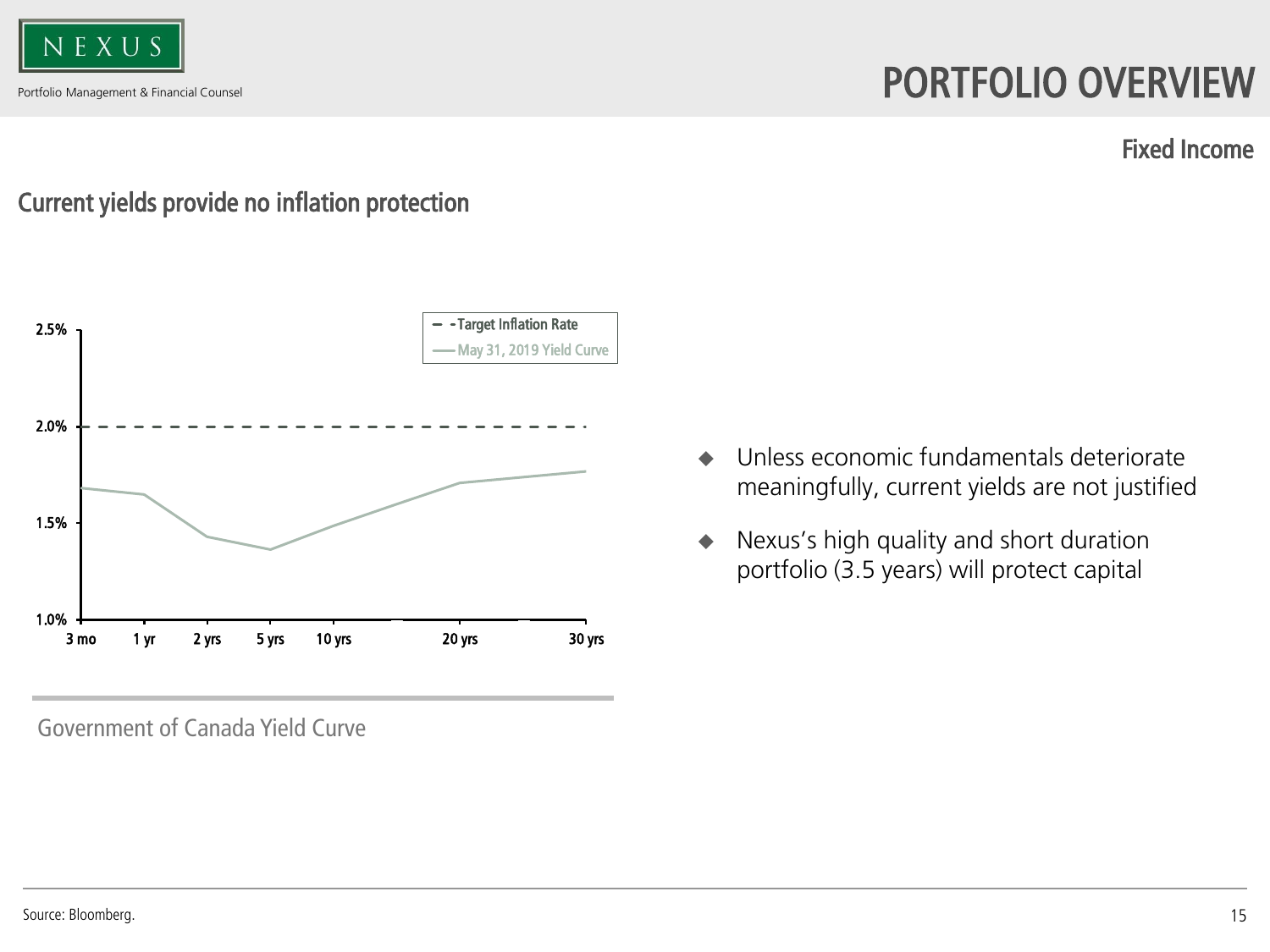# PORTFOLIO OVERVIEW

## Fixed Income

### Current yields provide no inflation protection

- Target Inflation Rate
- May 31, 2019 Yield Curve

2.5%
2.0%
1.5%
1.0%

3 mo | 1 yr | 2 yrs | 5 yrs | 10 yrs | 20 yrs | 30 yrs

Government of Canada Yield Curve

- Unless economic fundamentals deteriorate meaningfully, current yields are not justified
- Nexus's high quality and short duration portfolio (3.5 years) will protect capital

Source: Bloomberg.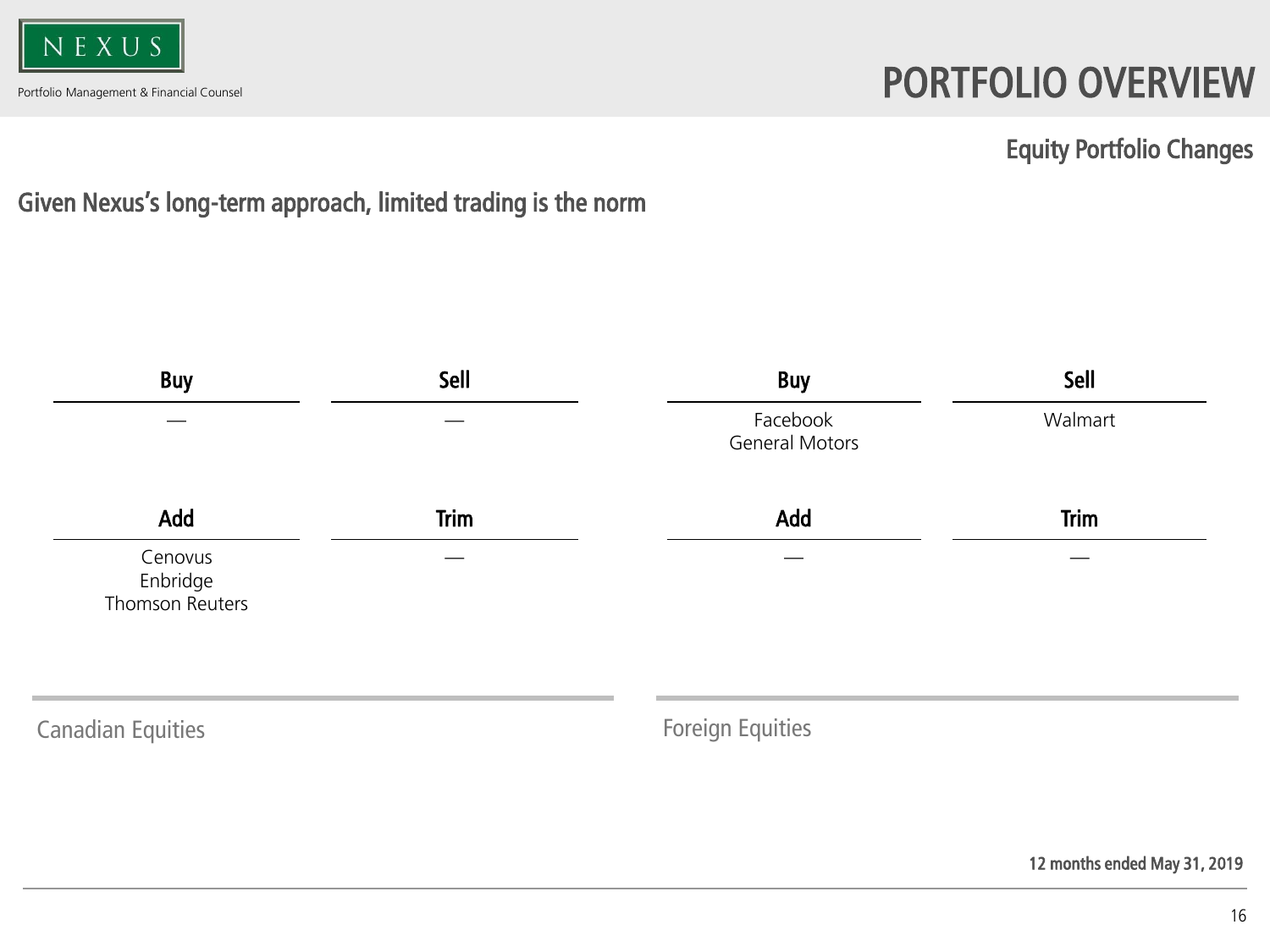# PORTFOLIO OVERVIEW

## Equity Portfolio Changes

### Given Nexus's long-term approach, limited trading is the norm

**Canadian Equities**

| Buy | Sell |
| --- | --- |
| — | — |

| Add | Trim |
| --- | --- |
| Cenovus<br>Enbridge<br>Thomson Reuters | — |

**Foreign Equities**

| Buy | Sell |
| --- | --- |
| Facebook<br>General Motors | Walmart |

| Add | Trim |
| --- | --- |
| — | — |

**12 months ended May 31, 2019**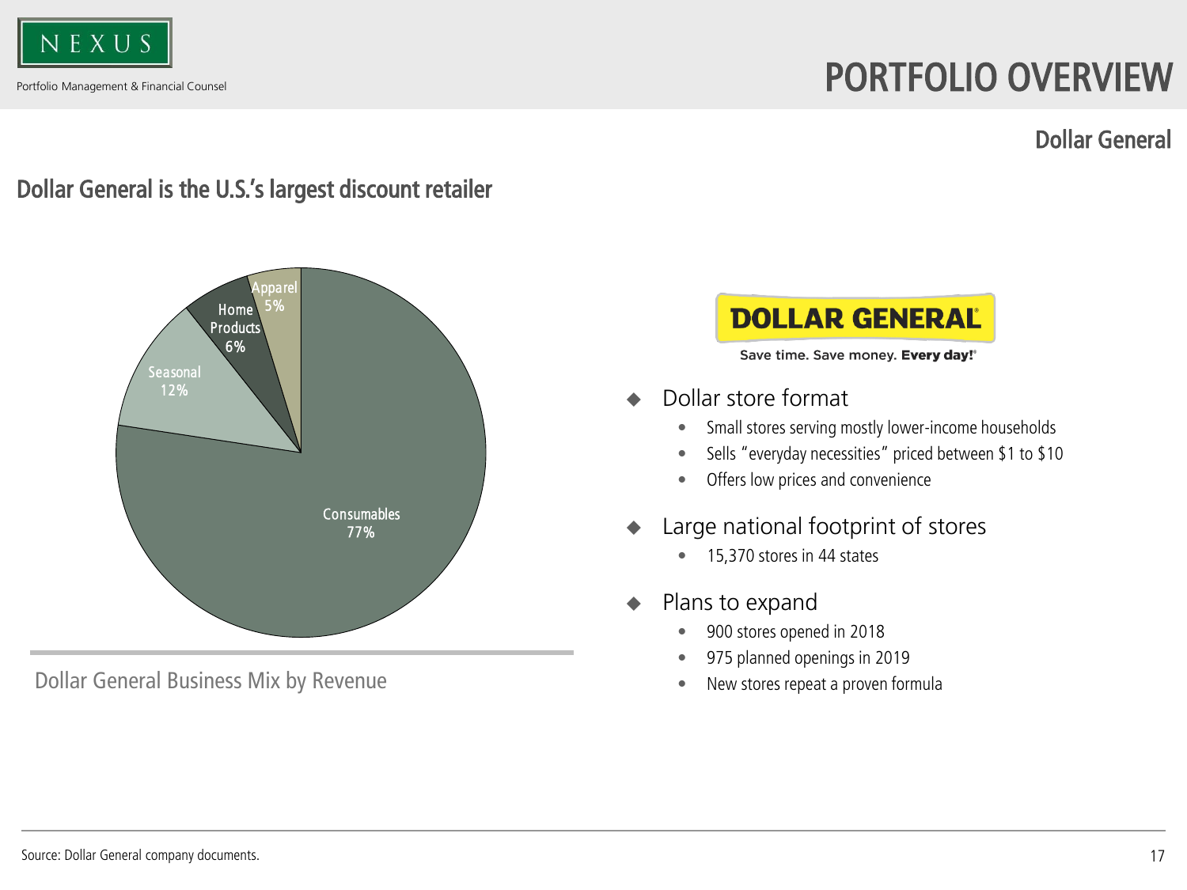# PORTFOLIO OVERVIEW

## Dollar General

### Dollar General is the U.S.'s largest discount retailer

| Category | Share |
| --- | --- |
| Consumables | 77% |
| Seasonal | 12% |
| Home Products | 6% |
| Apparel | 5% |

Dollar General Business Mix by Revenue

DOLLAR GENERAL

Save time. Save money. Every day!

- Dollar store format
  - Small stores serving mostly lower-income households
  - Sells "everyday necessities" priced between $1 to $10
  - Offers low prices and convenience
- Large national footprint of stores
  - 15,370 stores in 44 states
- Plans to expand
  - 900 stores opened in 2018
  - 975 planned openings in 2019
  - New stores repeat a proven formula

Source: Dollar General company documents.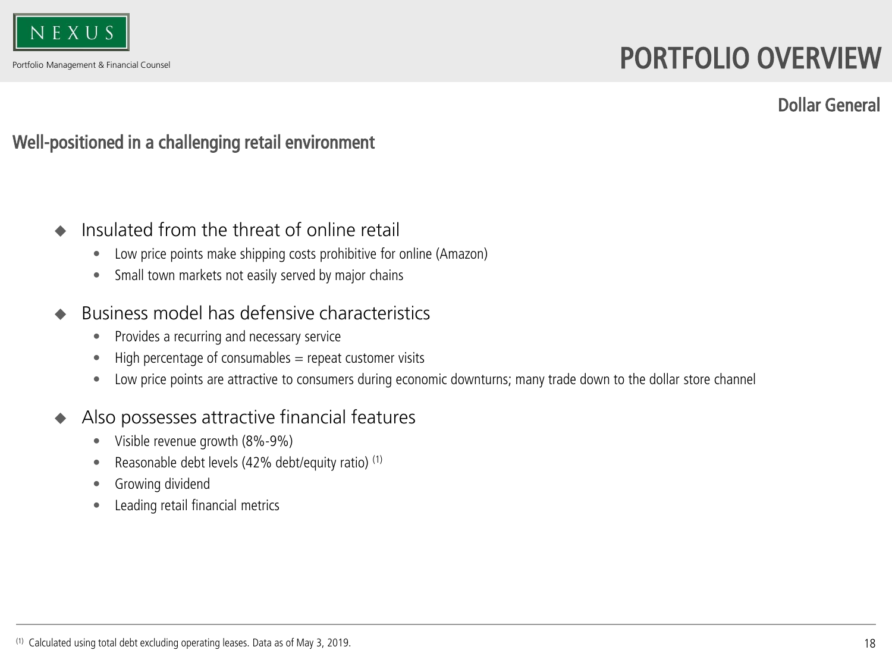# PORTFOLIO OVERVIEW

### Dollar General

## Well-positioned in a challenging retail environment

- Insulated from the threat of online retail
  - Low price points make shipping costs prohibitive for online (Amazon)
  - Small town markets not easily served by major chains
- Business model has defensive characteristics
  - Provides a recurring and necessary service
  - High percentage of consumables = repeat customer visits
  - Low price points are attractive to consumers during economic downturns; many trade down to the dollar store channel
- Also possesses attractive financial features
  - Visible revenue growth (8%-9%)
  - Reasonable debt levels (42% debt/equity ratio) [1]
  - Growing dividend
  - Leading retail financial metrics

[1] Calculated using total debt excluding operating leases. Data as of May 3, 2019.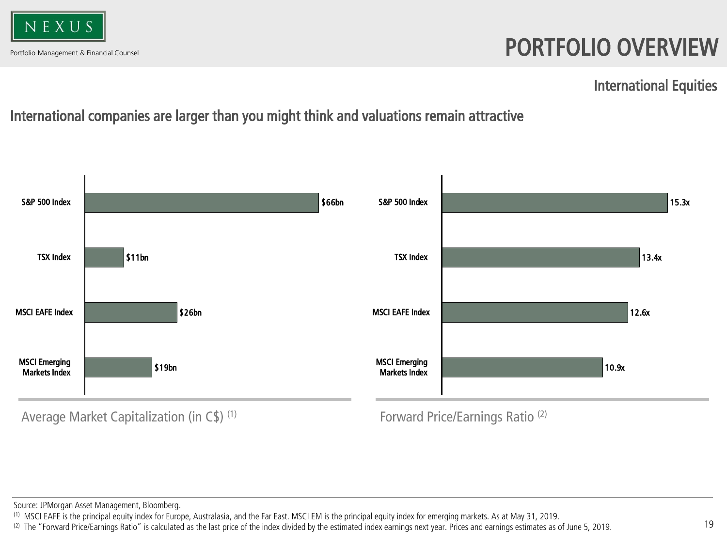# PORTFOLIO OVERVIEW

## International Equities

### International companies are larger than you might think and valuations remain attractive

| Index | Average Market Capitalization (in C$) [1] |
|---|---|
| S&P 500 Index | $66bn |
| TSX Index | $11bn |
| MSCI EAFE Index | $26bn |
| MSCI Emerging Markets Index | $19bn |

Average Market Capitalization (in C$) [1]

| Index | Forward Price/Earnings Ratio [2] |
|---|---|
| S&P 500 Index | 15.3x |
| TSX Index | 13.4x |
| MSCI EAFE Index | 12.6x |
| MSCI Emerging Markets Index | 10.9x |

Forward Price/Earnings Ratio [2]

Source: JPMorgan Asset Management, Bloomberg.

[1] MSCI EAFE is the principal equity index for Europe, Australasia, and the Far East. MSCI EM is the principal equity index for emerging markets. As at May 31, 2019.

[2] The "Forward Price/Earnings Ratio" is calculated as the last price of the index divided by the estimated index earnings next year. Prices and earnings estimates as of June 5, 2019.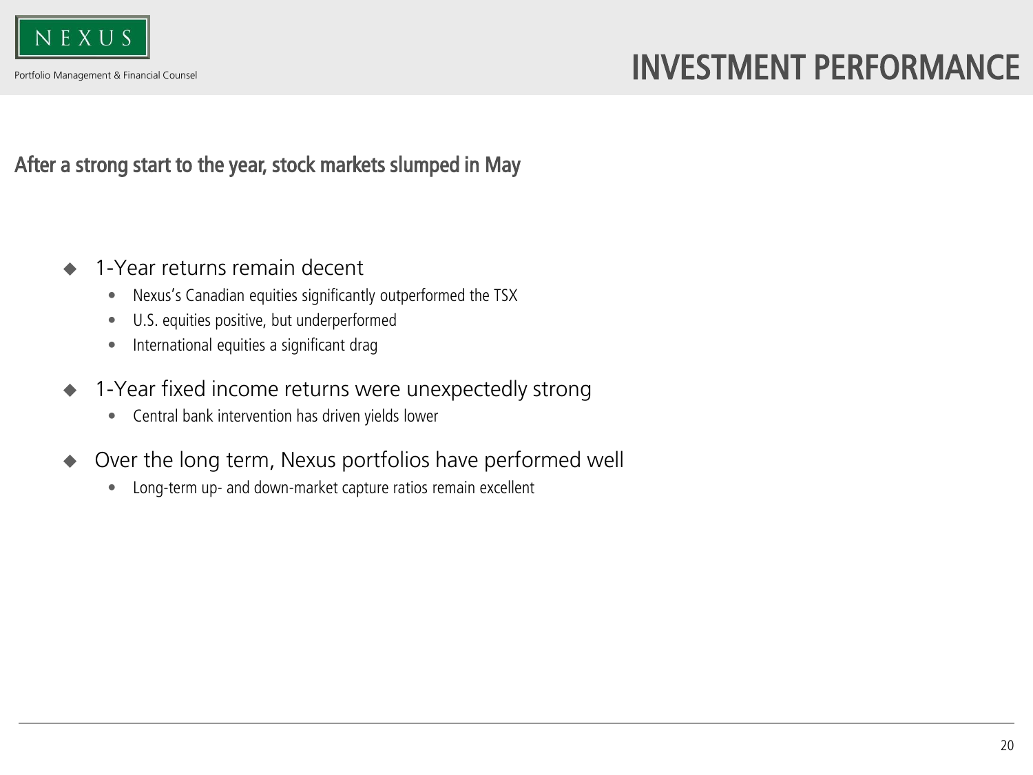# INVESTMENT PERFORMANCE

## After a strong start to the year, stock markets slumped in May

- 1-Year returns remain decent
  - Nexus's Canadian equities significantly outperformed the TSX
  - U.S. equities positive, but underperformed
  - International equities a significant drag
- 1-Year fixed income returns were unexpectedly strong
  - Central bank intervention has driven yields lower
- Over the long term, Nexus portfolios have performed well
  - Long-term up- and down-market capture ratios remain excellent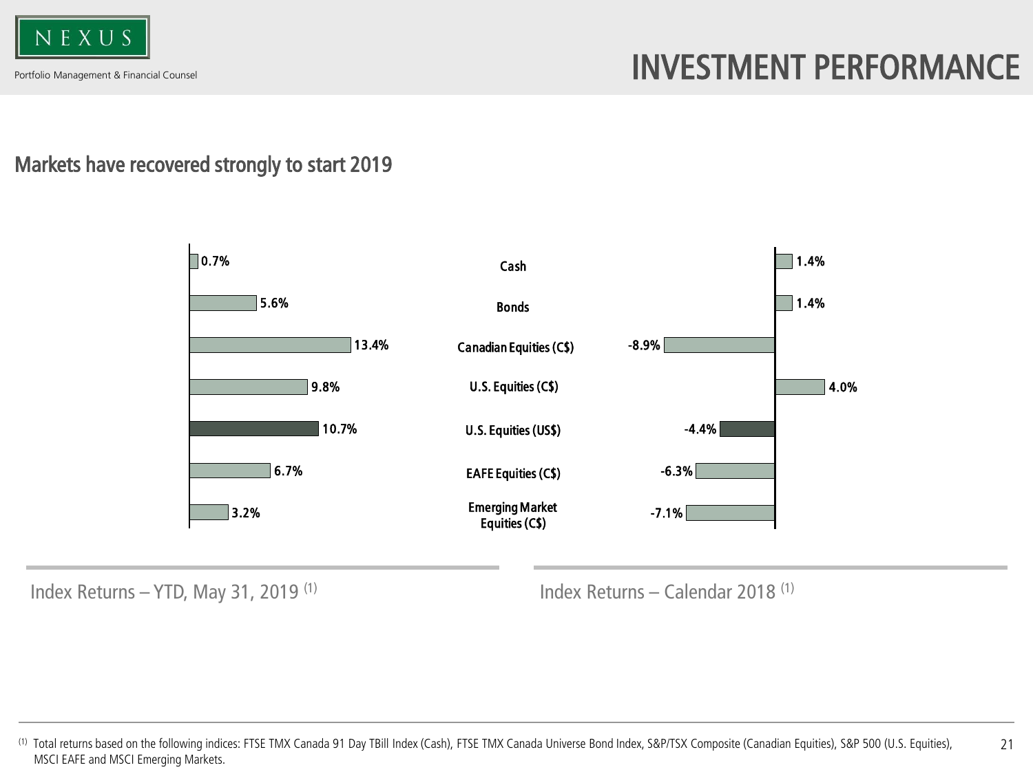# INVESTMENT PERFORMANCE

## Markets have recovered strongly to start 2019

| Asset Class | Index Returns – YTD, May 31, 2019 [(1)] | Index Returns – Calendar 2018 [(1)] |
|---|---|---|
| Cash | 0.7% | 1.4% |
| Bonds | 5.6% | 1.4% |
| Canadian Equities (C$) | 13.4% | -8.9% |
| U.S. Equities (C$) | 9.8% | 4.0% |
| U.S. Equities (US$) | 10.7% | -4.4% |
| EAFE Equities (C$) | 6.7% | -6.3% |
| Emerging Market Equities (C$) | 3.2% | -7.1% |

(1) Total returns based on the following indices: FTSE TMX Canada 91 Day TBill Index (Cash), FTSE TMX Canada Universe Bond Index, S&P/TSX Composite (Canadian Equities), S&P 500 (U.S. Equities), MSCI EAFE and MSCI Emerging Markets.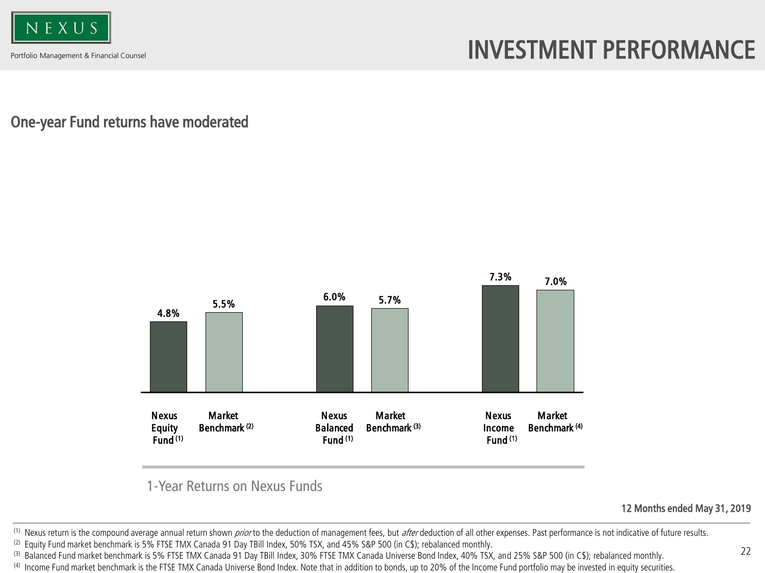NEXUS

Portfolio Management & Financial Counsel

# INVESTMENT PERFORMANCE

## One-year Fund returns have moderated

| | Nexus Equity Fund [1] | Market Benchmark [2] | Nexus Balanced Fund [1] | Market Benchmark [3] | Nexus Income Fund [1] | Market Benchmark [4] |
|---|---|---|---|---|---|---|
| 1-Year Return | 4.8% | 5.5% | 6.0% | 5.7% | 7.3% | 7.0% |

1-Year Returns on Nexus Funds

**12 Months ended May 31, 2019**

(1) Nexus return is the compound average annual return shown *prior* to the deduction of management fees, but *after* deduction of all other expenses. Past performance is not indicative of future results.

(2) Equity Fund market benchmark is 5% FTSE TMX Canada 91 Day TBill Index, 50% TSX, and 45% S&P 500 (in C$); rebalanced monthly.

(3) Balanced Fund market benchmark is 5% FTSE TMX Canada 91 Day TBill Index, 30% FTSE TMX Canada Universe Bond Index, 40% TSX, and 25% S&P 500 (in C$); rebalanced monthly.

(4) Income Fund market benchmark is the FTSE TMX Canada Universe Bond Index. Note that in addition to bonds, up to 20% of the Income Fund portfolio may be invested in equity securities.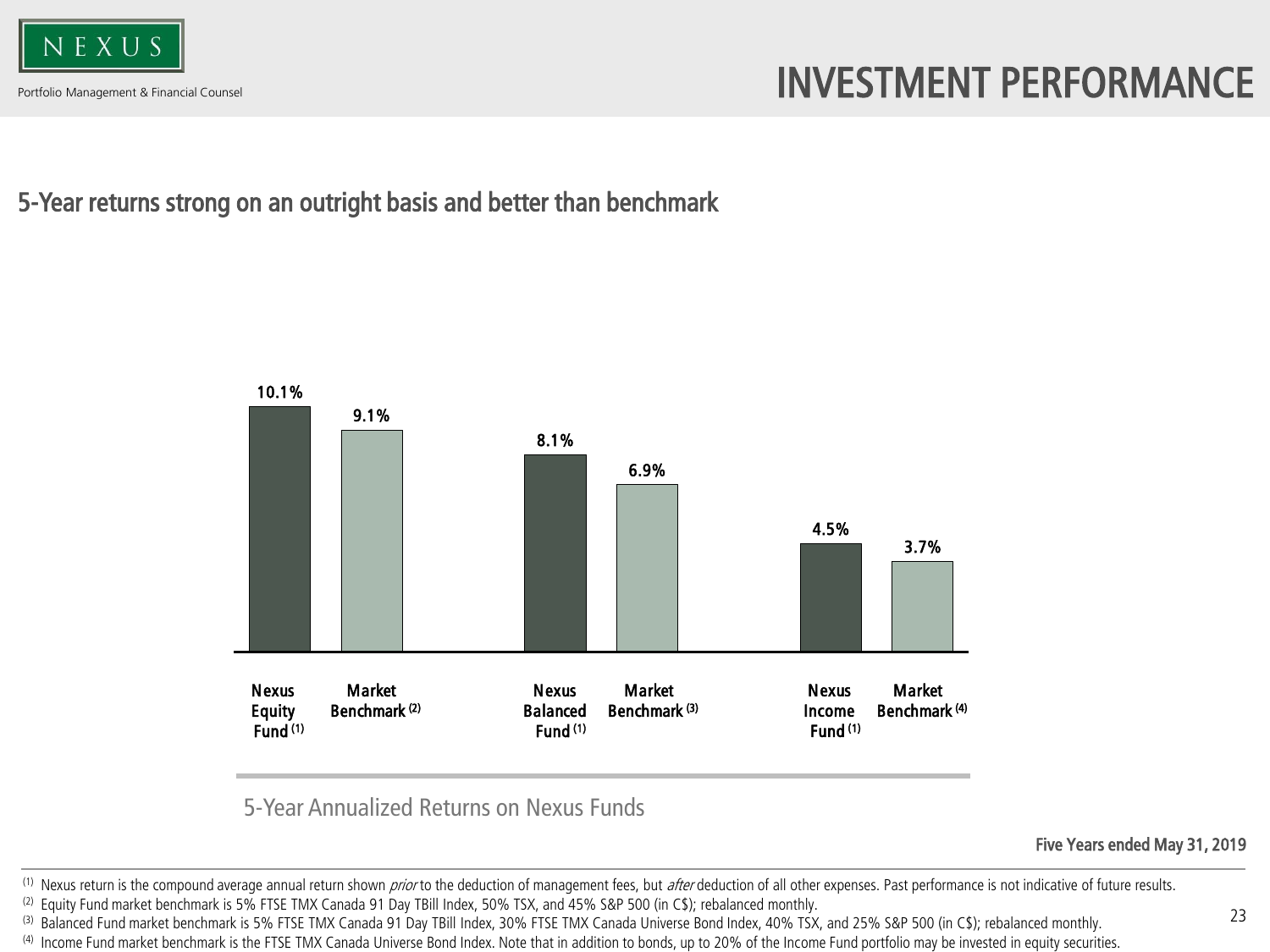# INVESTMENT PERFORMANCE

## 5-Year returns strong on an outright basis and better than benchmark

| | Nexus Equity Fund [(1)] | Market Benchmark [(2)] | Nexus Balanced Fund [(1)] | Market Benchmark [(3)] | Nexus Income Fund [(1)] | Market Benchmark [(4)] |
|---|---|---|---|---|---|---|
| 5-Year Annualized Return | 10.1% | 9.1% | 8.1% | 6.9% | 4.5% | 3.7% |

5-Year Annualized Returns on Nexus Funds

**Five Years ended May 31, 2019**

[(1)] Nexus return is the compound average annual return shown *prior* to the deduction of management fees, but *after* deduction of all other expenses. Past performance is not indicative of future results.
[(2)] Equity Fund market benchmark is 5% FTSE TMX Canada 91 Day TBill Index, 50% TSX, and 45% S&P 500 (in C$); rebalanced monthly.
[(3)] Balanced Fund market benchmark is 5% FTSE TMX Canada 91 Day TBill Index, 30% FTSE TMX Canada Universe Bond Index, 40% TSX, and 25% S&P 500 (in C$); rebalanced monthly.
[(4)] Income Fund market benchmark is the FTSE TMX Canada Universe Bond Index. Note that in addition to bonds, up to 20% of the Income Fund portfolio may be invested in equity securities.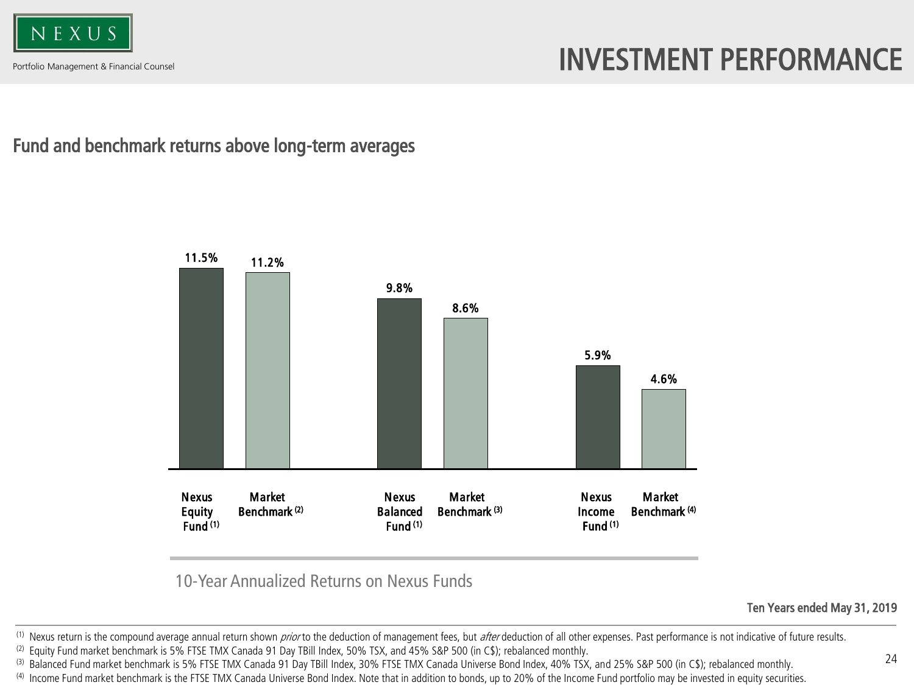# INVESTMENT PERFORMANCE

## Fund and benchmark returns above long-term averages

| Nexus Equity Fund [(1)] | Market Benchmark [(2)] | Nexus Balanced Fund [(1)] | Market Benchmark [(3)] | Nexus Income Fund [(1)] | Market Benchmark [(4)] |
|---|---|---|---|---|---|
| 11.5% | 11.2% | 9.8% | 8.6% | 5.9% | 4.6% |

10-Year Annualized Returns on Nexus Funds

**Ten Years ended May 31, 2019**

(1) Nexus return is the compound average annual return shown *prior* to the deduction of management fees, but *after* deduction of all other expenses. Past performance is not indicative of future results.
(2) Equity Fund market benchmark is 5% FTSE TMX Canada 91 Day TBill Index, 50% TSX, and 45% S&P 500 (in C$); rebalanced monthly.
(3) Balanced Fund market benchmark is 5% FTSE TMX Canada 91 Day TBill Index, 30% FTSE TMX Canada Universe Bond Index, 40% TSX, and 25% S&P 500 (in C$); rebalanced monthly.
(4) Income Fund market benchmark is the FTSE TMX Canada Universe Bond Index. Note that in addition to bonds, up to 20% of the Income Fund portfolio may be invested in equity securities.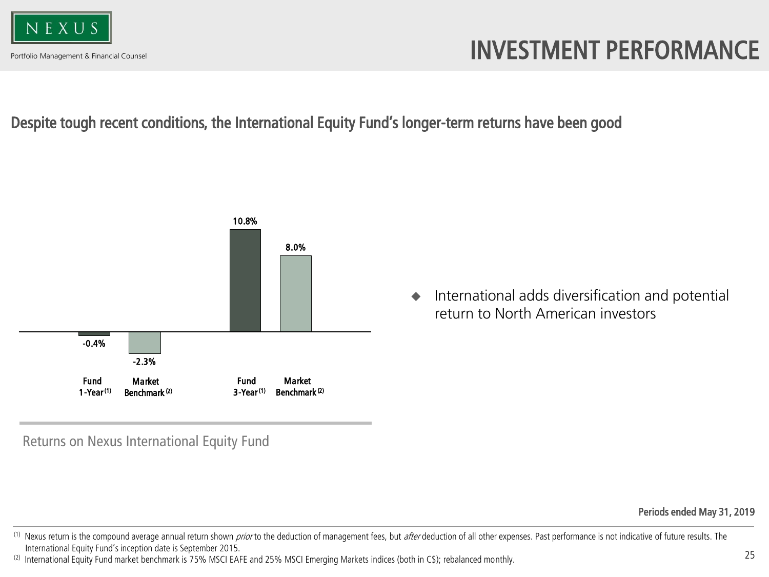# INVESTMENT PERFORMANCE

## Despite tough recent conditions, the International Equity Fund's longer-term returns have been good

| | Fund 1-Year [1] | Market Benchmark [2] | Fund 3-Year [1] | Market Benchmark [2] |
|---|---|---|---|---|
| Return | -0.4% | -2.3% | 10.8% | 8.0% |

Returns on Nexus International Equity Fund

- International adds diversification and potential return to North American investors

**Periods ended May 31, 2019**

(1) Nexus return is the compound average annual return shown *prior* to the deduction of management fees, but *after* deduction of all other expenses. Past performance is not indicative of future results. The International Equity Fund's inception date is September 2015.

(2) International Equity Fund market benchmark is 75% MSCI EAFE and 25% MSCI Emerging Markets indices (both in C$); rebalanced monthly.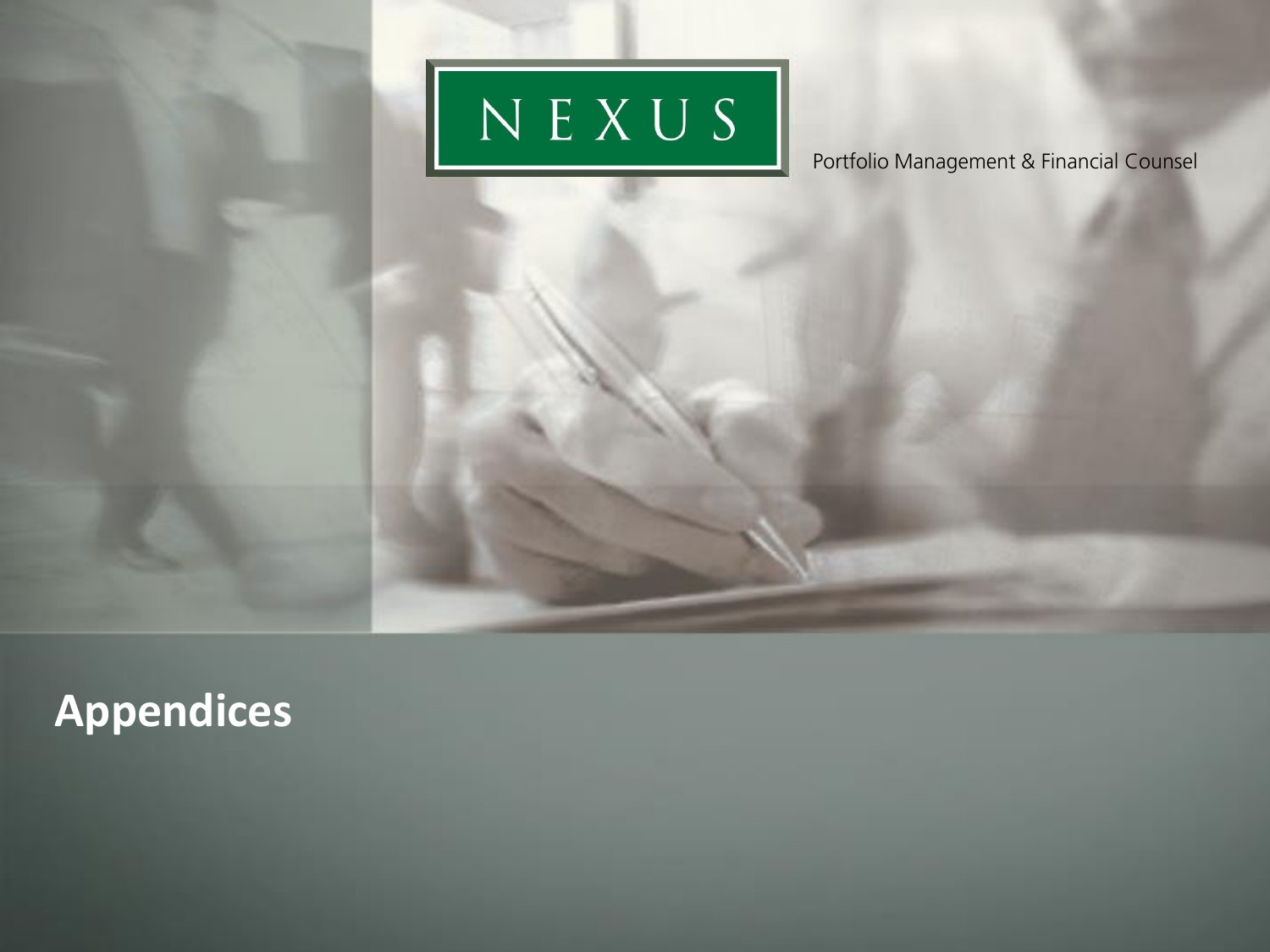NEXUS

Portfolio Management & Financial Counsel

# Appendices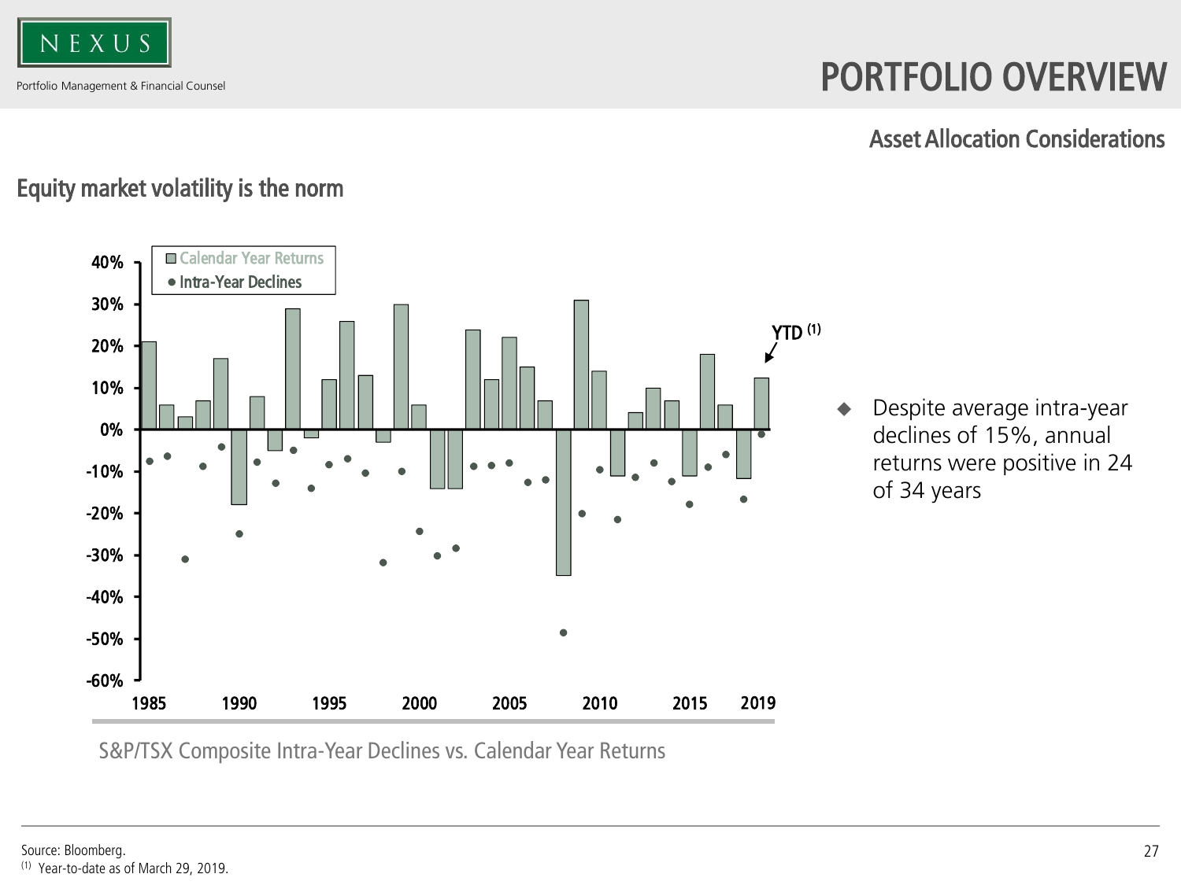# PORTFOLIO OVERVIEW

## Asset Allocation Considerations

### Equity market volatility is the norm

S&P/TSX Composite Intra-Year Declines vs. Calendar Year Returns

- Despite average intra-year declines of 15%, annual returns were positive in 24 of 34 years

Source: Bloomberg.

(1) Year-to-date as of March 29, 2019.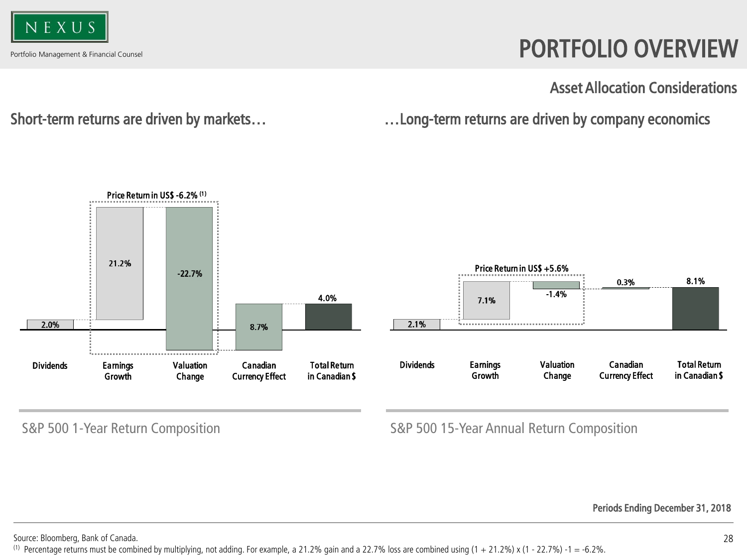# PORTFOLIO OVERVIEW

## Asset Allocation Considerations

### Short-term returns are driven by markets…

Price Return in US$ -6.2% [1]

| Dividends | Earnings Growth | Valuation Change | Canadian Currency Effect | Total Return in Canadian $ |
|---|---|---|---|---|
| 2.0% | 21.2% | -22.7% | 8.7% | 4.0% |

S&P 500 1-Year Return Composition

### …Long-term returns are driven by company economics

Price Return in US$ +5.6%

| Dividends | Earnings Growth | Valuation Change | Canadian Currency Effect | Total Return in Canadian $ |
|---|---|---|---|---|
| 2.1% | 7.1% | -1.4% | 0.3% | 8.1% |

S&P 500 15-Year Annual Return Composition

**Periods Ending December 31, 2018**

Source: Bloomberg, Bank of Canada.

[1] Percentage returns must be combined by multiplying, not adding. For example, a 21.2% gain and a 22.7% loss are combined using (1 + 21.2%) x (1 - 22.7%) -1 = -6.2%.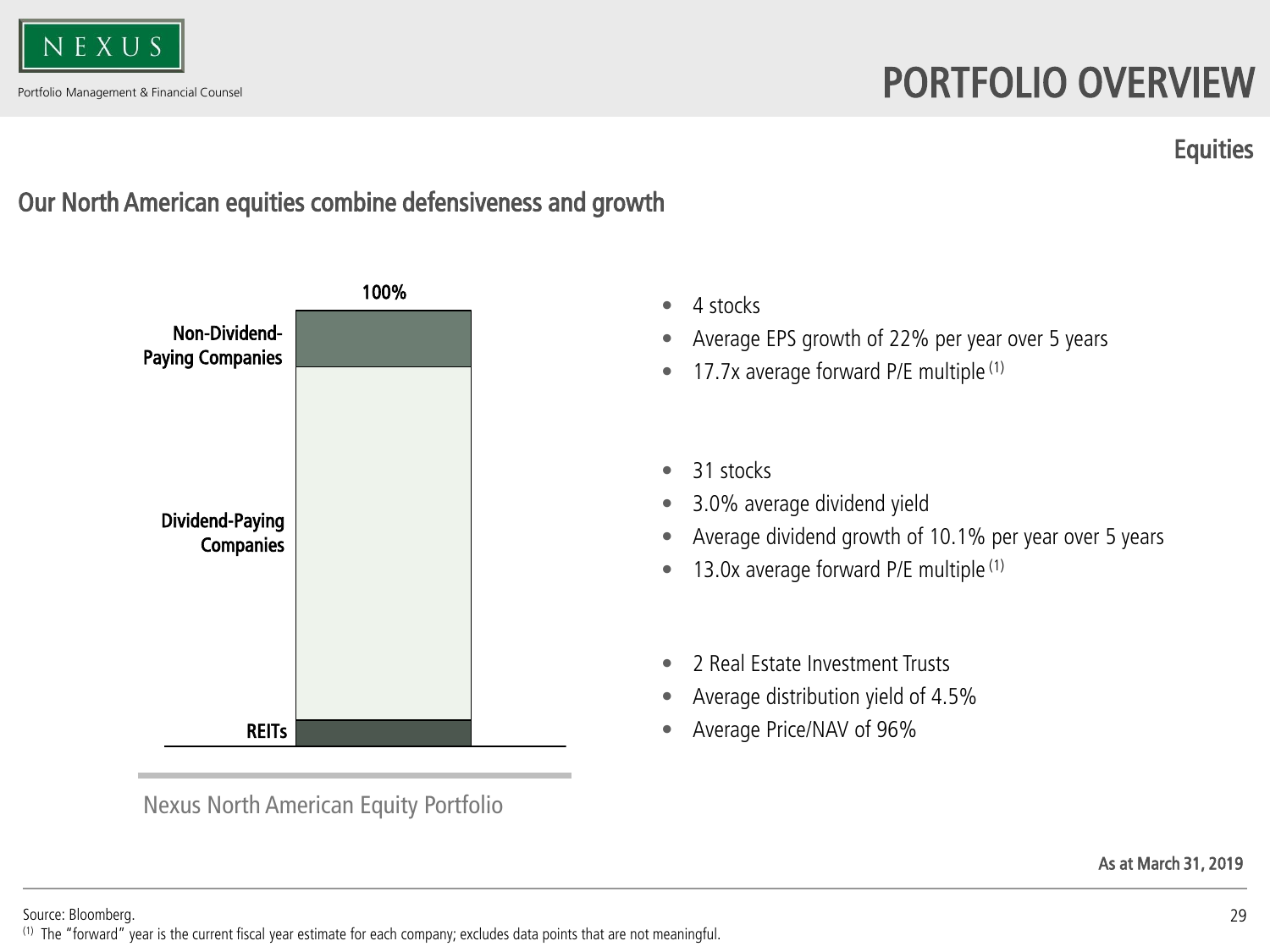# PORTFOLIO OVERVIEW

## Equities

### Our North American equities combine defensiveness and growth

100%

**Non-Dividend-Paying Companies**

- 4 stocks
- Average EPS growth of 22% per year over 5 years
- 17.7x average forward P/E multiple [1]

**Dividend-Paying Companies**

- 31 stocks
- 3.0% average dividend yield
- Average dividend growth of 10.1% per year over 5 years
- 13.0x average forward P/E multiple [1]

**REITs**

- 2 Real Estate Investment Trusts
- Average distribution yield of 4.5%
- Average Price/NAV of 96%

Nexus North American Equity Portfolio

**As at March 31, 2019**

Source: Bloomberg.

[1] The "forward" year is the current fiscal year estimate for each company; excludes data points that are not meaningful.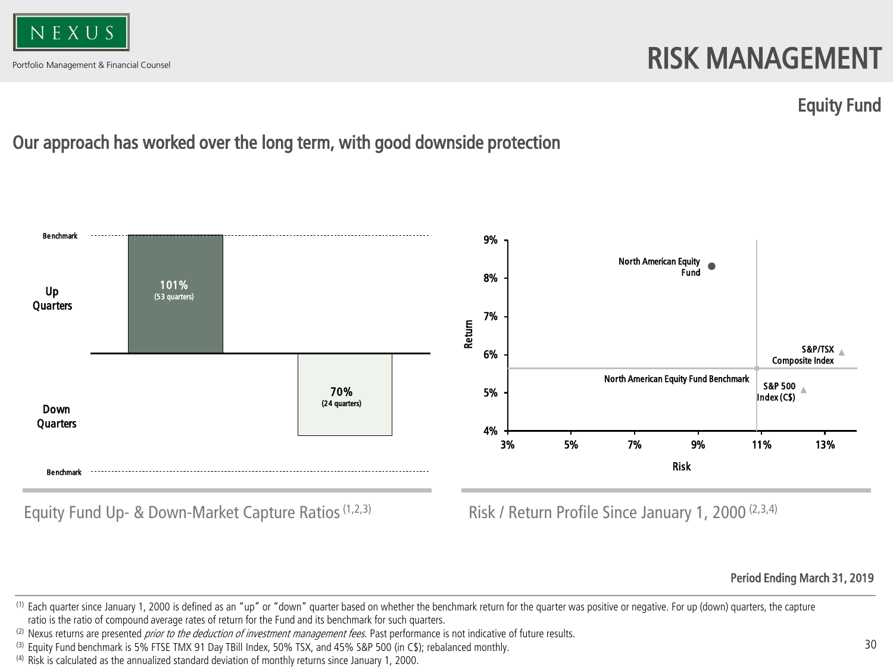NEXUS

Portfolio Management & Financial Counsel

# RISK MANAGEMENT

## Equity Fund

### Our approach has worked over the long term, with good downside protection

Benchmark

Up Quarters

101%
(53 quarters)

70%
(24 quarters)

Down Quarters

Benchmark

Equity Fund Up- & Down-Market Capture Ratios [1,2,3]

North American Equity Fund

S&P/TSX Composite Index

North American Equity Fund Benchmark

S&P 500 Index (C$)

Return: 4%, 5%, 6%, 7%, 8%, 9%

Risk: 3%, 5%, 7%, 9%, 11%, 13%

Risk / Return Profile Since January 1, 2000 [2,3,4]

**Period Ending March 31, 2019**

(1) Each quarter since January 1, 2000 is defined as an "up" or "down" quarter based on whether the benchmark return for the quarter was positive or negative. For up (down) quarters, the capture ratio is the ratio of compound average rates of return for the Fund and its benchmark for such quarters.

(2) Nexus returns are presented *prior to the deduction of investment management fees*. Past performance is not indicative of future results.

(3) Equity Fund benchmark is 5% FTSE TMX 91 Day TBill Index, 50% TSX, and 45% S&P 500 (in C$); rebalanced monthly.

(4) Risk is calculated as the annualized standard deviation of monthly returns since January 1, 2000.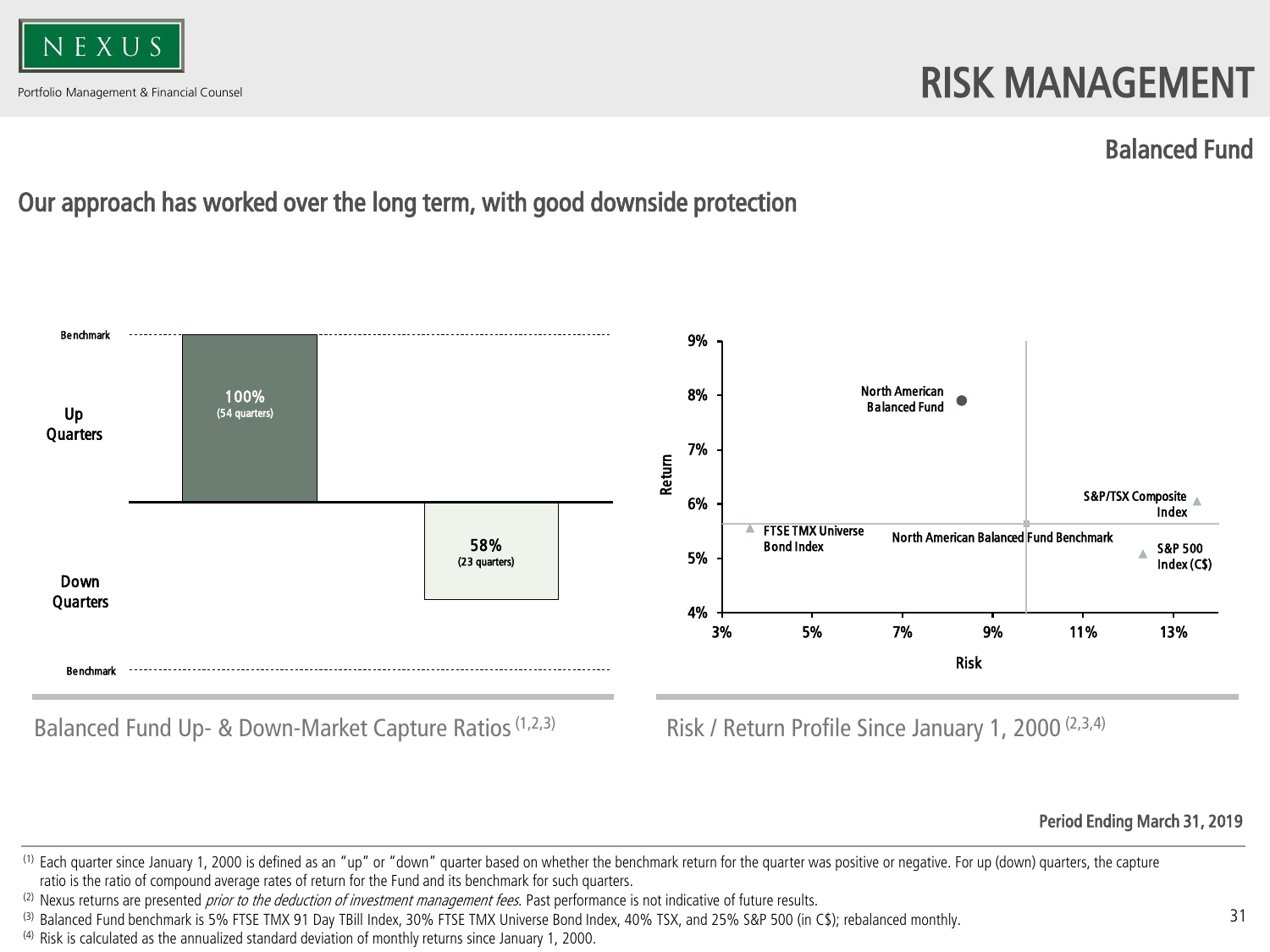NEXUS

Portfolio Management & Financial Counsel

# RISK MANAGEMENT

## Balanced Fund

### Our approach has worked over the long term, with good downside protection

Benchmark

Up Quarters

100%
(54 quarters)

58%
(23 quarters)

Down Quarters

Benchmark

Balanced Fund Up- & Down-Market Capture Ratios [1,2,3]

9%

8%

7%

6%

5%

4%

Return

North American Balanced Fund

S&P/TSX Composite Index

FTSE TMX Universe Bond Index

North American Balanced Fund Benchmark

S&P 500 Index (C$)

3% 5% 7% 9% 11% 13%

Risk

Risk / Return Profile Since January 1, 2000 [2,3,4]

**Period Ending March 31, 2019**

[1] Each quarter since January 1, 2000 is defined as an "up" or "down" quarter based on whether the benchmark return for the quarter was positive or negative. For up (down) quarters, the capture ratio is the ratio of compound average rates of return for the Fund and its benchmark for such quarters.

[2] Nexus returns are presented *prior to the deduction of investment management fees*. Past performance is not indicative of future results.

[3] Balanced Fund benchmark is 5% FTSE TMX 91 Day TBill Index, 30% FTSE TMX Universe Bond Index, 40% TSX, and 25% S&P 500 (in C$); rebalanced monthly.

[4] Risk is calculated as the annualized standard deviation of monthly returns since January 1, 2000.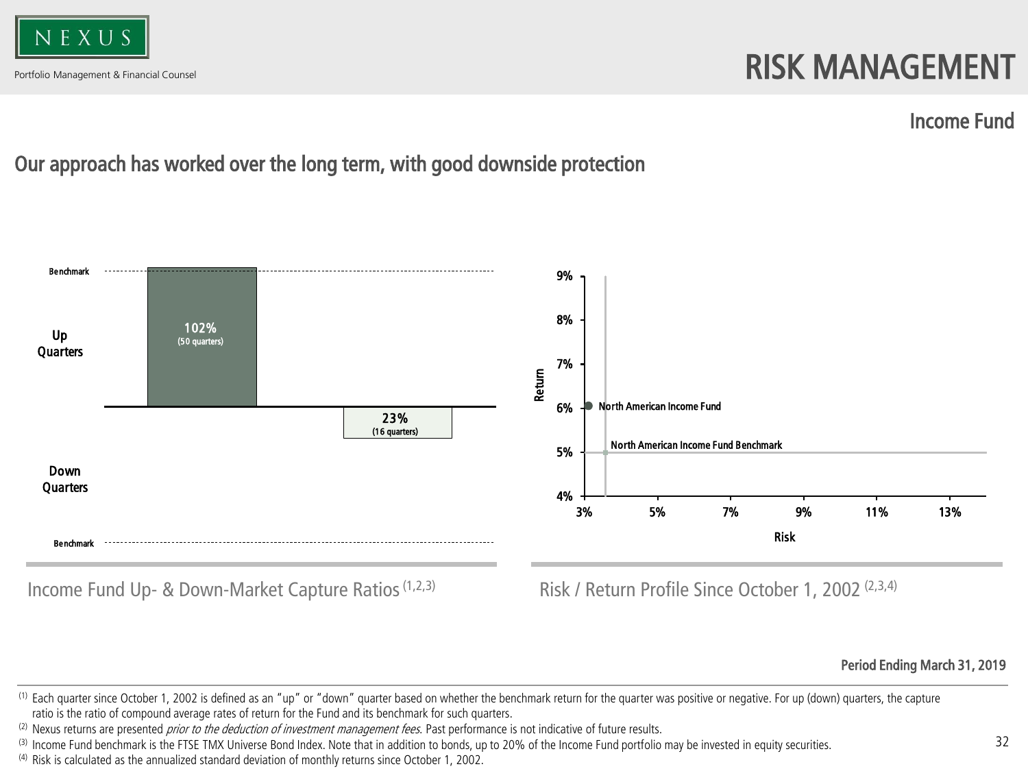NEXUS

Portfolio Management & Financial Counsel

# RISK MANAGEMENT

## Income Fund

### Our approach has worked over the long term, with good downside protection

Benchmark

Up Quarters

102%
(50 quarters)

23%
(16 quarters)

Down Quarters

Benchmark

Income Fund Up- & Down-Market Capture Ratios (1,2,3)

9%
8%
7%
6%
5%
4%

Return

North American Income Fund

North American Income Fund Benchmark

3% 5% 7% 9% 11% 13%

Risk

Risk / Return Profile Since October 1, 2002 (2,3,4)

**Period Ending March 31, 2019**

(1) Each quarter since October 1, 2002 is defined as an "up" or "down" quarter based on whether the benchmark return for the quarter was positive or negative. For up (down) quarters, the capture ratio is the ratio of compound average rates of return for the Fund and its benchmark for such quarters.

(2) Nexus returns are presented *prior to the deduction of investment management fees*. Past performance is not indicative of future results.

(3) Income Fund benchmark is the FTSE TMX Universe Bond Index. Note that in addition to bonds, up to 20% of the Income Fund portfolio may be invested in equity securities.

(4) Risk is calculated as the annualized standard deviation of monthly returns since October 1, 2002.